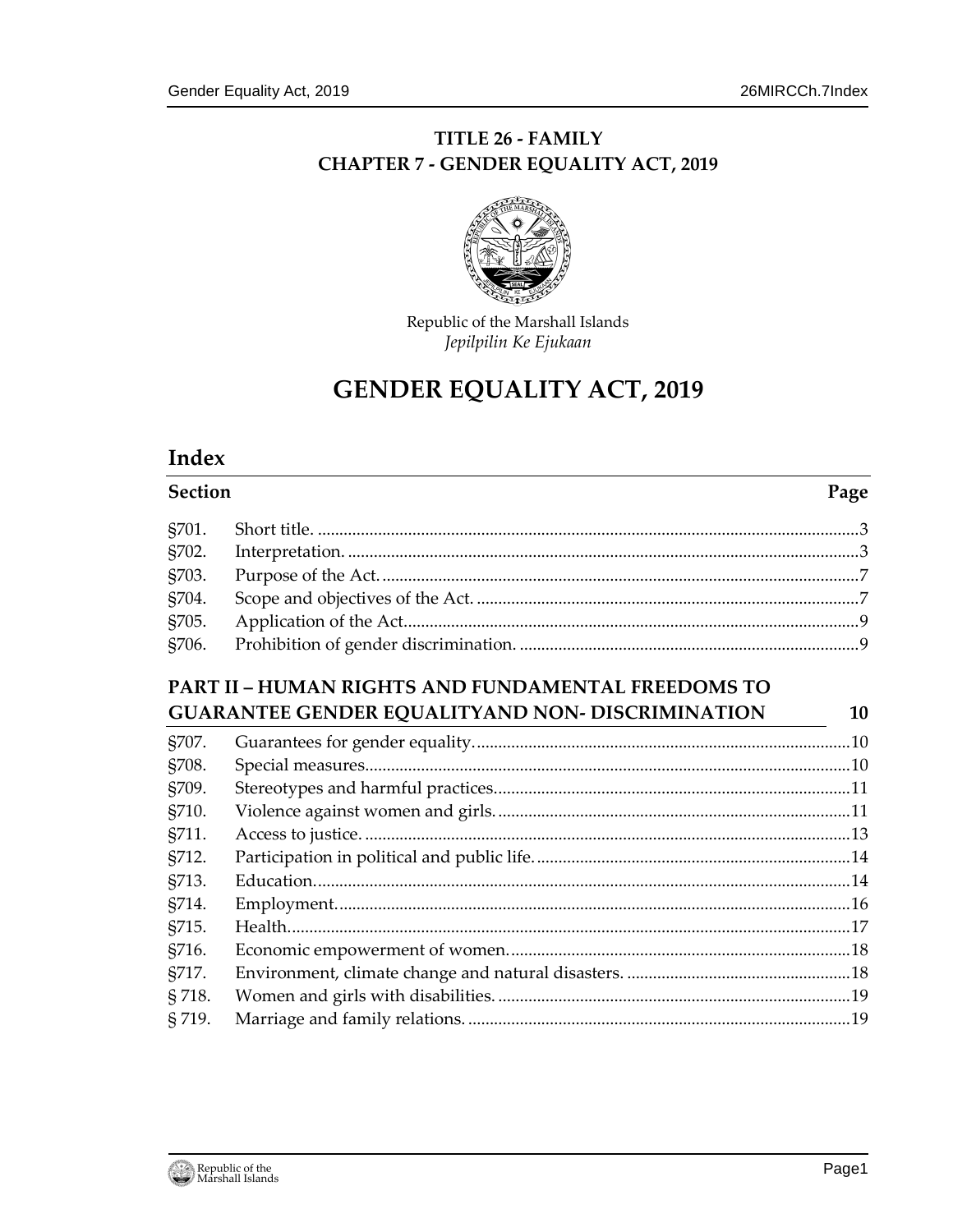# TITLE 26 - FAMILY
## CHAPTER 7 - GENDER EQUALITY ACT, 2019

Republic of the Marshall Islands
*Jepilpilin Ke Ejukaan*

# GENDER EQUALITY ACT, 2019

## Index

| Section | | Page |
|---|---|---|
| §701. | Short title. | 3 |
| §702. | Interpretation. | 3 |
| §703. | Purpose of the Act. | 7 |
| §704. | Scope and objectives of the Act. | 7 |
| §705. | Application of the Act | 9 |
| §706. | Prohibition of gender discrimination. | 9 |

### PART II – HUMAN RIGHTS AND FUNDAMENTAL FREEDOMS TO GUARANTEE GENDER EQUALITYAND NON- DISCRIMINATION 10

| Section | | Page |
|---|---|---|
| §707. | Guarantees for gender equality. | 10 |
| §708. | Special measures | 10 |
| §709. | Stereotypes and harmful practices | 11 |
| §710. | Violence against women and girls. | 11 |
| §711. | Access to justice. | 13 |
| §712. | Participation in political and public life. | 14 |
| §713. | Education. | 14 |
| §714. | Employment. | 16 |
| §715. | Health. | 17 |
| §716. | Economic empowerment of women. | 18 |
| §717. | Environment, climate change and natural disasters. | 18 |
| § 718. | Women and girls with disabilities. | 19 |
| § 719. | Marriage and family relations. | 19 |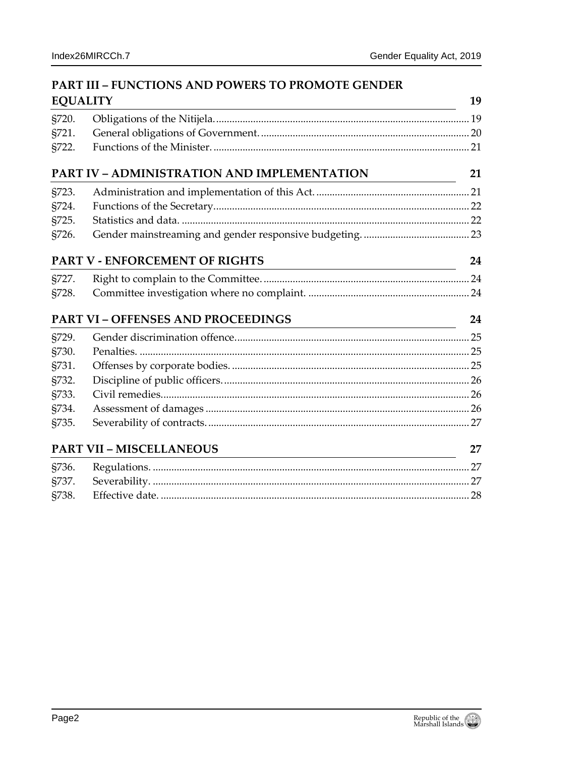## PART III – FUNCTIONS AND POWERS TO PROMOTE GENDER EQUALITY 19

| | | |
|---|---|---|
| §720. | Obligations of the Nitijela. | 19 |
| §721. | General obligations of Government. | 20 |
| §722. | Functions of the Minister. | 21 |

## PART IV – ADMINISTRATION AND IMPLEMENTATION 21

| | | |
|---|---|---|
| §723. | Administration and implementation of this Act. | 21 |
| §724. | Functions of the Secretary. | 22 |
| §725. | Statistics and data. | 22 |
| §726. | Gender mainstreaming and gender responsive budgeting. | 23 |

## PART V - ENFORCEMENT OF RIGHTS 24

| | | |
|---|---|---|
| §727. | Right to complain to the Committee. | 24 |
| §728. | Committee investigation where no complaint. | 24 |

## PART VI – OFFENSES AND PROCEEDINGS 24

| | | |
|---|---|---|
| §729. | Gender discrimination offence. | 25 |
| §730. | Penalties. | 25 |
| §731. | Offenses by corporate bodies. | 25 |
| §732. | Discipline of public officers. | 26 |
| §733. | Civil remedies. | 26 |
| §734. | Assessment of damages | 26 |
| §735. | Severability of contracts. | 27 |

## PART VII – MISCELLANEOUS 27

| | | |
|---|---|---|
| §736. | Regulations. | 27 |
| §737. | Severability. | 27 |
| §738. | Effective date. | 28 |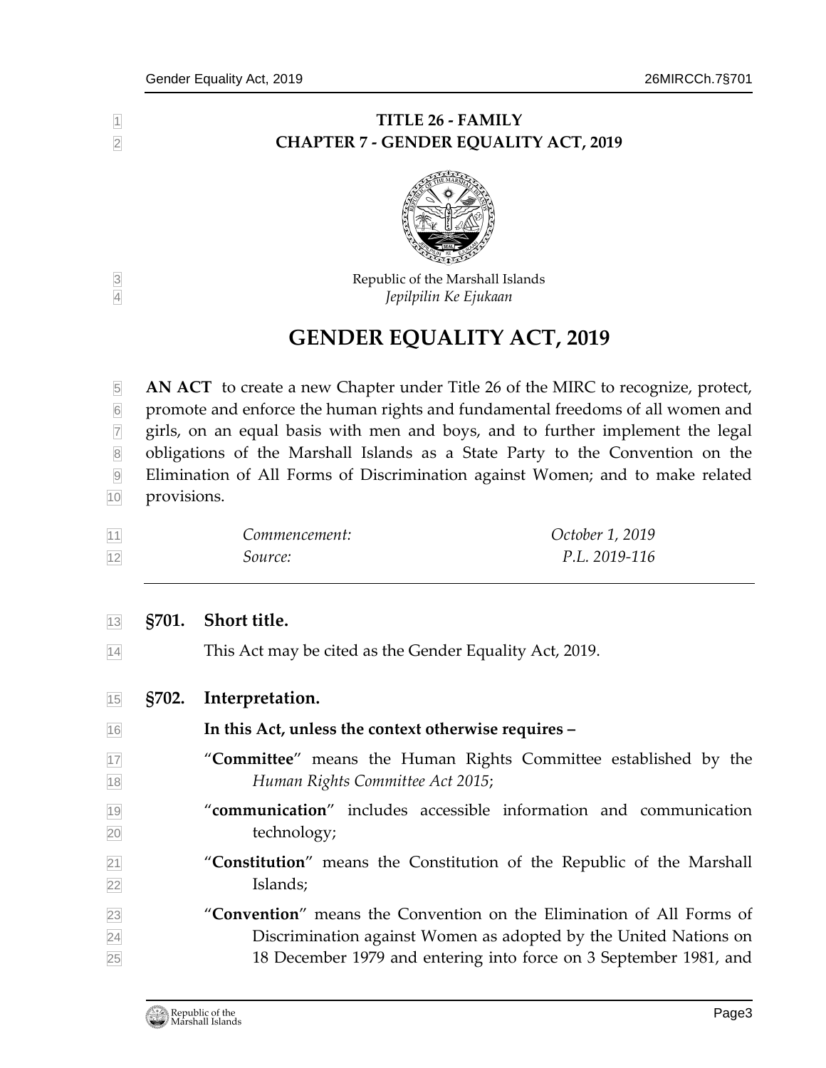# TITLE 26 - FAMILY
## CHAPTER 7 - GENDER EQUALITY ACT, 2019

Republic of the Marshall Islands
*Jepilpilin Ke Ejukaan*

# GENDER EQUALITY ACT, 2019

**AN ACT** to create a new Chapter under Title 26 of the MIRC to recognize, protect, promote and enforce the human rights and fundamental freedoms of all women and girls, on an equal basis with men and boys, and to further implement the legal obligations of the Marshall Islands as a State Party to the Convention on the Elimination of All Forms of Discrimination against Women; and to make related provisions.

| *Commencement:* | *October 1, 2019* |
|---|---|
| *Source:* | *P.L. 2019-116* |

### §701. Short title.

This Act may be cited as the Gender Equality Act, 2019.

### §702. Interpretation.

**In this Act, unless the context otherwise requires –**

"**Committee**" means the Human Rights Committee established by the *Human Rights Committee Act 2015*;

"**communication**" includes accessible information and communication technology;

"**Constitution**" means the Constitution of the Republic of the Marshall Islands;

"**Convention**" means the Convention on the Elimination of All Forms of Discrimination against Women as adopted by the United Nations on 18 December 1979 and entering into force on 3 September 1981, and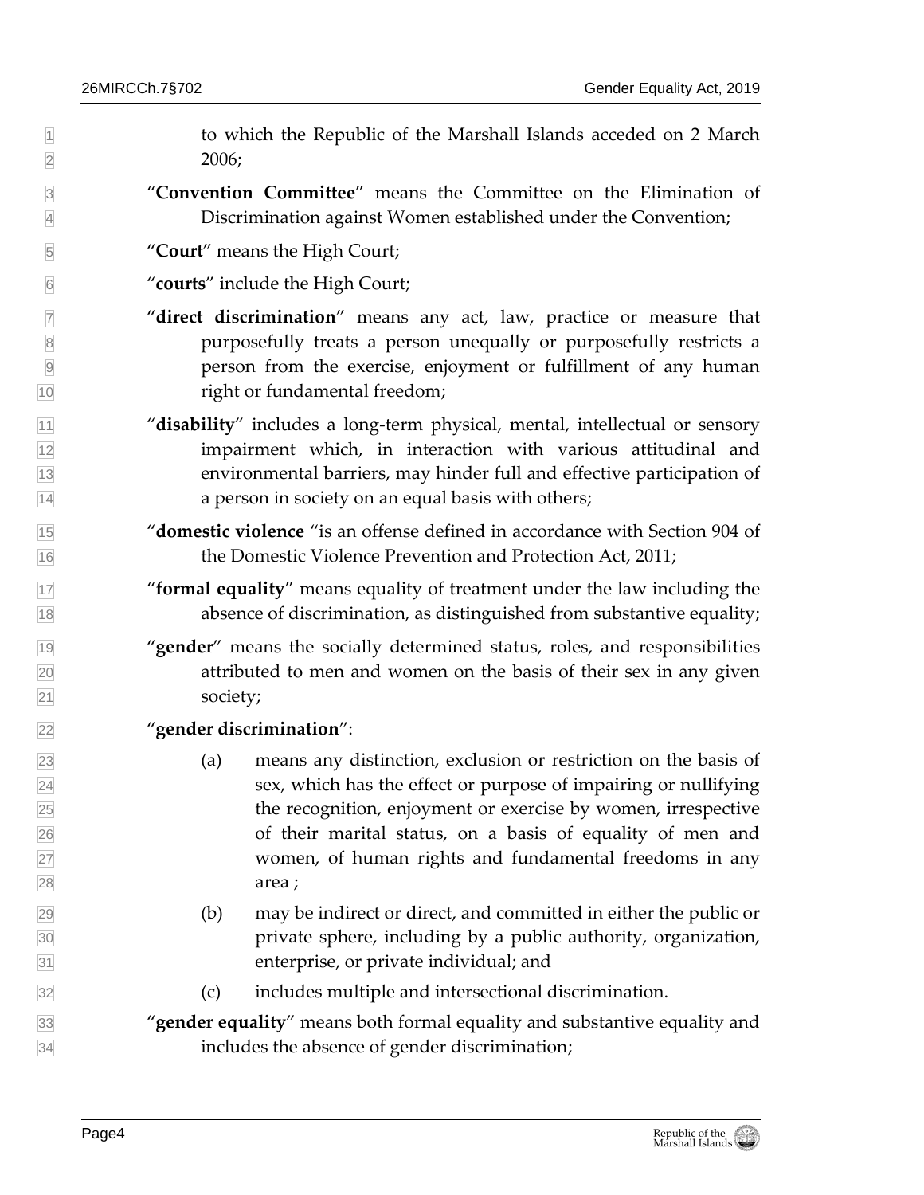to which the Republic of the Marshall Islands acceded on 2 March 2006;

"**Convention Committee**" means the Committee on the Elimination of Discrimination against Women established under the Convention;

"**Court**" means the High Court;

"**courts**" include the High Court;

"**direct discrimination**" means any act, law, practice or measure that purposefully treats a person unequally or purposefully restricts a person from the exercise, enjoyment or fulfillment of any human right or fundamental freedom;

"**disability**" includes a long-term physical, mental, intellectual or sensory impairment which, in interaction with various attitudinal and environmental barriers, may hinder full and effective participation of a person in society on an equal basis with others;

"**domestic violence** "is an offense defined in accordance with Section 904 of the Domestic Violence Prevention and Protection Act, 2011;

"**formal equality**" means equality of treatment under the law including the absence of discrimination, as distinguished from substantive equality;

"**gender**" means the socially determined status, roles, and responsibilities attributed to men and women on the basis of their sex in any given society;

"**gender discrimination**":

(a) means any distinction, exclusion or restriction on the basis of sex, which has the effect or purpose of impairing or nullifying the recognition, enjoyment or exercise by women, irrespective of their marital status, on a basis of equality of men and women, of human rights and fundamental freedoms in any area ;

(b) may be indirect or direct, and committed in either the public or private sphere, including by a public authority, organization, enterprise, or private individual; and

(c) includes multiple and intersectional discrimination.

"**gender equality**" means both formal equality and substantive equality and includes the absence of gender discrimination;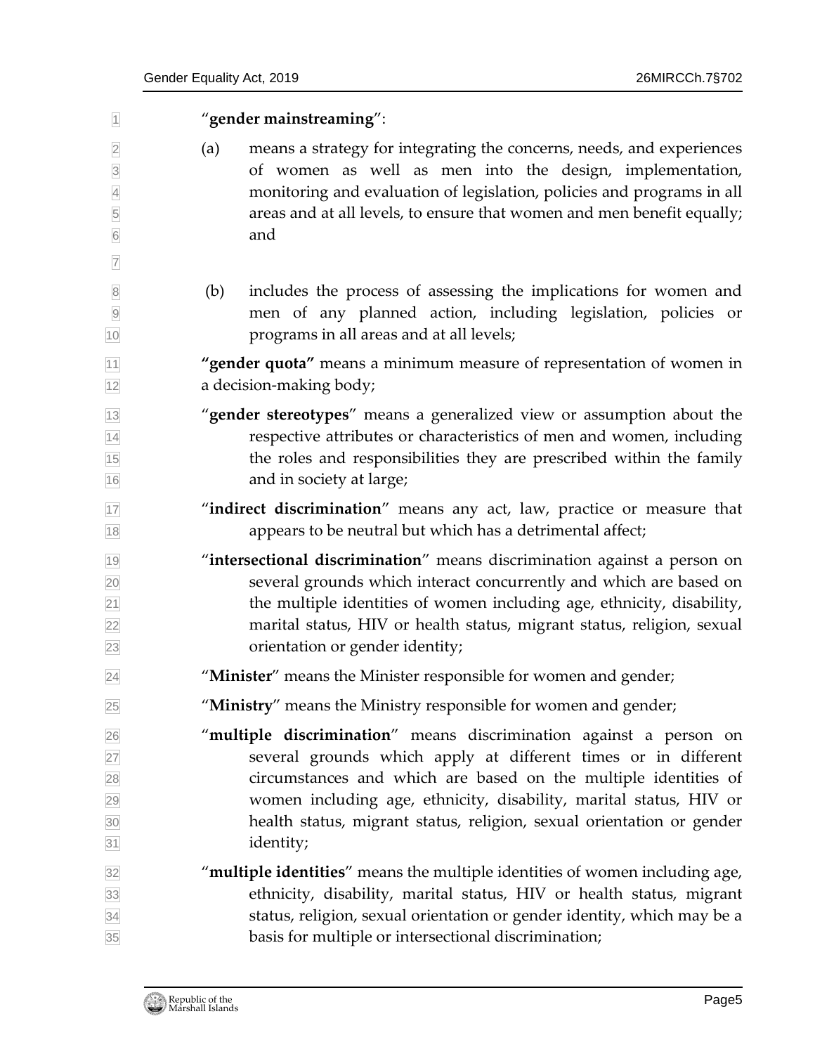"**gender mainstreaming**":

(a) means a strategy for integrating the concerns, needs, and experiences of women as well as men into the design, implementation, monitoring and evaluation of legislation, policies and programs in all areas and at all levels, to ensure that women and men benefit equally; and

(b) includes the process of assessing the implications for women and men of any planned action, including legislation, policies or programs in all areas and at all levels;

**"gender quota"** means a minimum measure of representation of women in a decision-making body;

"**gender stereotypes**" means a generalized view or assumption about the respective attributes or characteristics of men and women, including the roles and responsibilities they are prescribed within the family and in society at large;

"**indirect discrimination**" means any act, law, practice or measure that appears to be neutral but which has a detrimental affect;

"**intersectional discrimination**" means discrimination against a person on several grounds which interact concurrently and which are based on the multiple identities of women including age, ethnicity, disability, marital status, HIV or health status, migrant status, religion, sexual orientation or gender identity;

"**Minister**" means the Minister responsible for women and gender;

"**Ministry**" means the Ministry responsible for women and gender;

"**multiple discrimination**" means discrimination against a person on several grounds which apply at different times or in different circumstances and which are based on the multiple identities of women including age, ethnicity, disability, marital status, HIV or health status, migrant status, religion, sexual orientation or gender identity;

"**multiple identities**" means the multiple identities of women including age, ethnicity, disability, marital status, HIV or health status, migrant status, religion, sexual orientation or gender identity, which may be a basis for multiple or intersectional discrimination;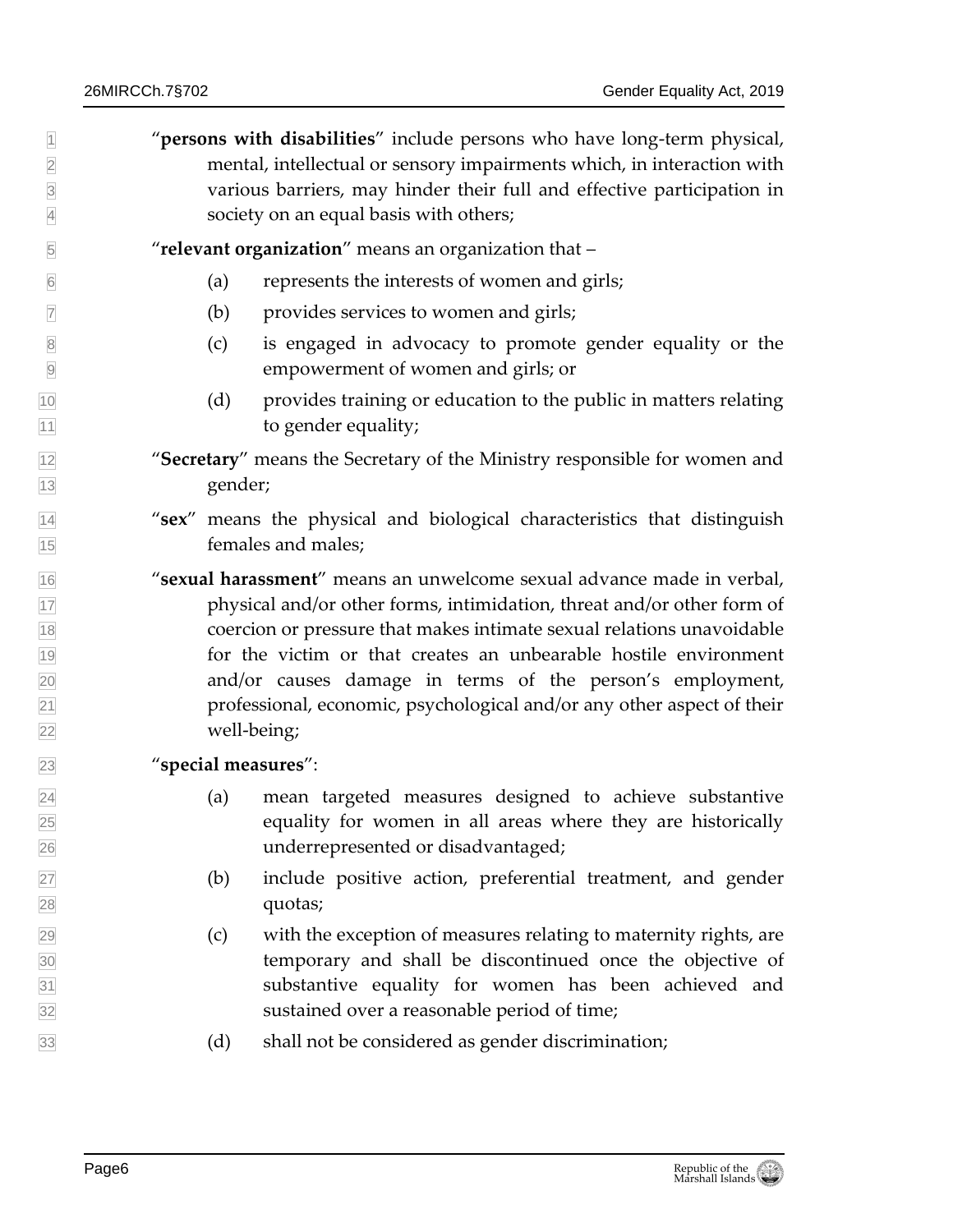"**persons with disabilities**" include persons who have long-term physical, mental, intellectual or sensory impairments which, in interaction with various barriers, may hinder their full and effective participation in society on an equal basis with others;

"**relevant organization**" means an organization that –

(a) represents the interests of women and girls;

(b) provides services to women and girls;

(c) is engaged in advocacy to promote gender equality or the empowerment of women and girls; or

(d) provides training or education to the public in matters relating to gender equality;

"**Secretary**" means the Secretary of the Ministry responsible for women and gender;

"**sex**" means the physical and biological characteristics that distinguish females and males;

"**sexual harassment**" means an unwelcome sexual advance made in verbal, physical and/or other forms, intimidation, threat and/or other form of coercion or pressure that makes intimate sexual relations unavoidable for the victim or that creates an unbearable hostile environment and/or causes damage in terms of the person's employment, professional, economic, psychological and/or any other aspect of their well-being;

"**special measures**":

(a) mean targeted measures designed to achieve substantive equality for women in all areas where they are historically underrepresented or disadvantaged;

(b) include positive action, preferential treatment, and gender quotas;

(c) with the exception of measures relating to maternity rights, are temporary and shall be discontinued once the objective of substantive equality for women has been achieved and sustained over a reasonable period of time;

(d) shall not be considered as gender discrimination;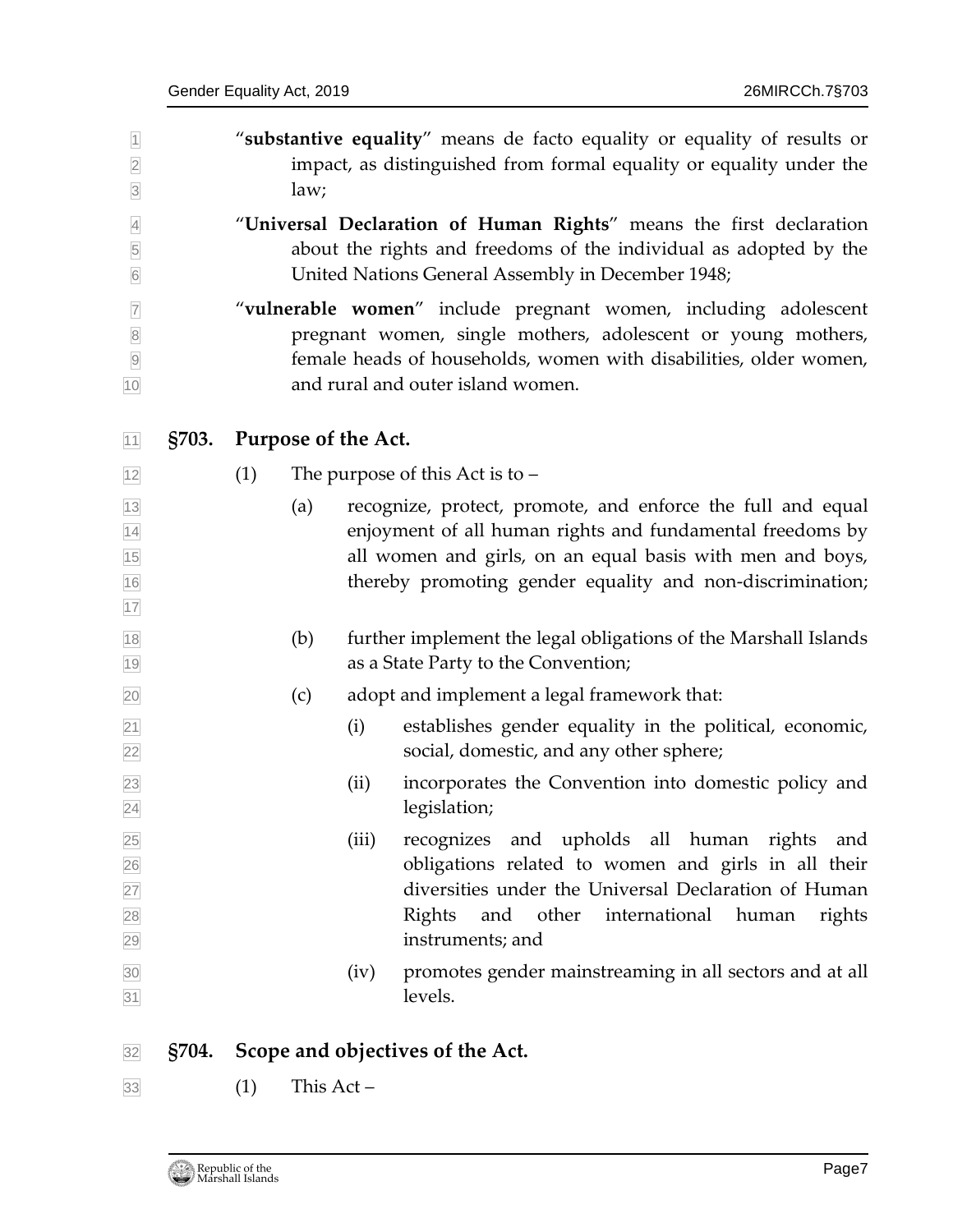"**substantive equality**" means de facto equality or equality of results or impact, as distinguished from formal equality or equality under the law;

"**Universal Declaration of Human Rights**" means the first declaration about the rights and freedoms of the individual as adopted by the United Nations General Assembly in December 1948;

"**vulnerable women**" include pregnant women, including adolescent pregnant women, single mothers, adolescent or young mothers, female heads of households, women with disabilities, older women, and rural and outer island women.

## §703. Purpose of the Act.

(1) The purpose of this Act is to –

(a) recognize, protect, promote, and enforce the full and equal enjoyment of all human rights and fundamental freedoms by all women and girls, on an equal basis with men and boys, thereby promoting gender equality and non-discrimination;

(b) further implement the legal obligations of the Marshall Islands as a State Party to the Convention;

(c) adopt and implement a legal framework that:

(i) establishes gender equality in the political, economic, social, domestic, and any other sphere;

(ii) incorporates the Convention into domestic policy and legislation;

(iii) recognizes and upholds all human rights and obligations related to women and girls in all their diversities under the Universal Declaration of Human Rights and other international human rights instruments; and

(iv) promotes gender mainstreaming in all sectors and at all levels.

## §704. Scope and objectives of the Act.

(1) This Act –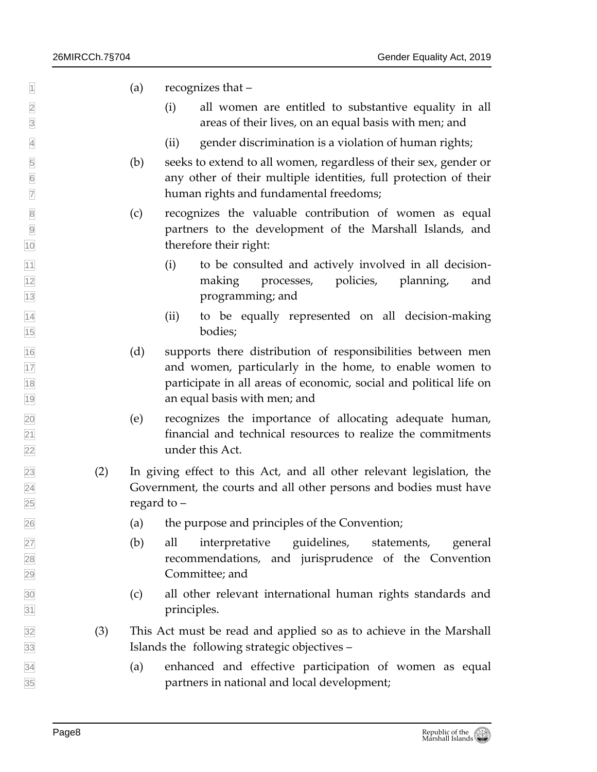(a) recognizes that –

(i) all women are entitled to substantive equality in all areas of their lives, on an equal basis with men; and

(ii) gender discrimination is a violation of human rights;

(b) seeks to extend to all women, regardless of their sex, gender or any other of their multiple identities, full protection of their human rights and fundamental freedoms;

(c) recognizes the valuable contribution of women as equal partners to the development of the Marshall Islands, and therefore their right:

(i) to be consulted and actively involved in all decision-making processes, policies, planning, and programming; and

(ii) to be equally represented on all decision-making bodies;

(d) supports there distribution of responsibilities between men and women, particularly in the home, to enable women to participate in all areas of economic, social and political life on an equal basis with men; and

(e) recognizes the importance of allocating adequate human, financial and technical resources to realize the commitments under this Act.

(2) In giving effect to this Act, and all other relevant legislation, the Government, the courts and all other persons and bodies must have regard to –

(a) the purpose and principles of the Convention;

(b) all interpretative guidelines, statements, general recommendations, and jurisprudence of the Convention Committee; and

(c) all other relevant international human rights standards and principles.

(3) This Act must be read and applied so as to achieve in the Marshall Islands the following strategic objectives –

(a) enhanced and effective participation of women as equal partners in national and local development;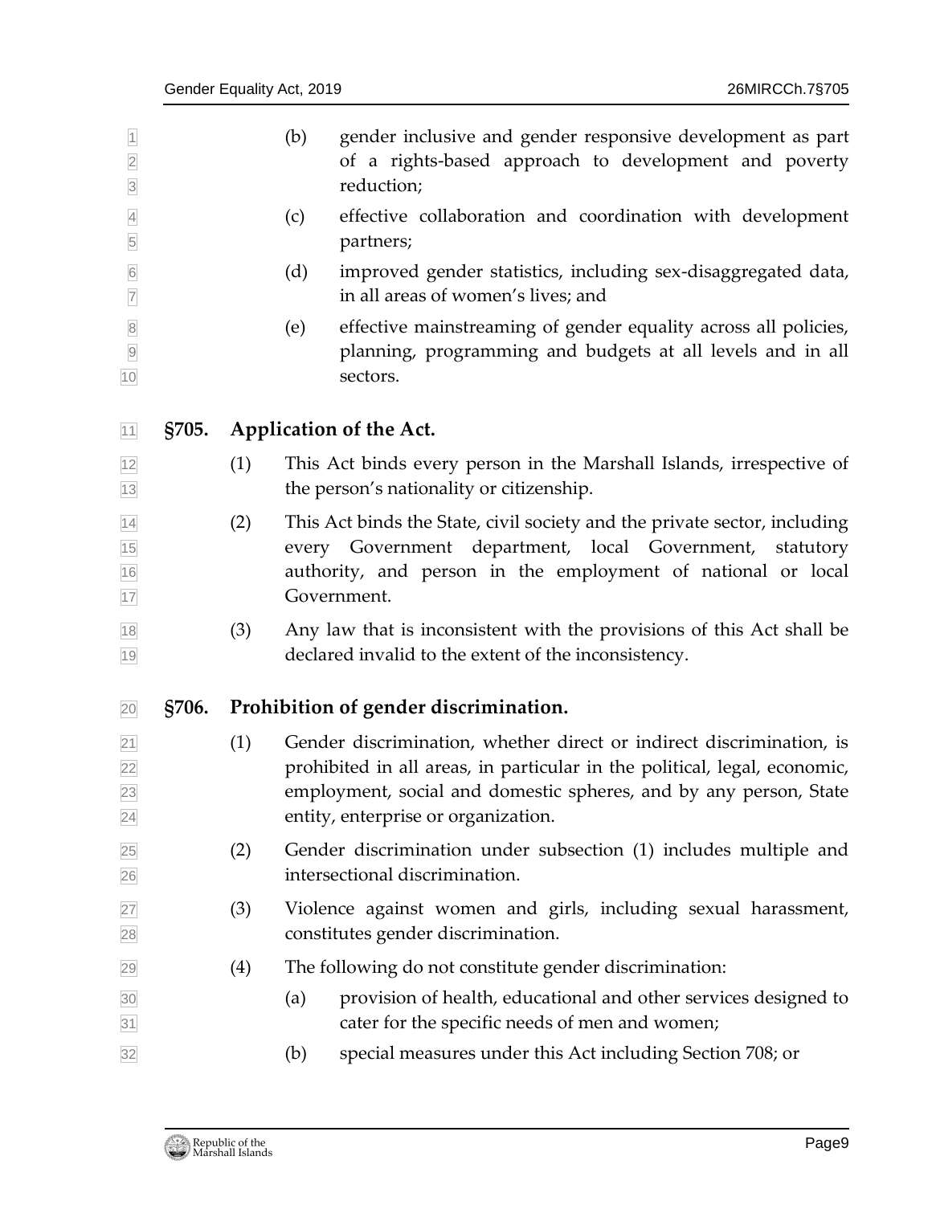(b) gender inclusive and gender responsive development as part of a rights-based approach to development and poverty reduction;

(c) effective collaboration and coordination with development partners;

(d) improved gender statistics, including sex-disaggregated data, in all areas of women's lives; and

(e) effective mainstreaming of gender equality across all policies, planning, programming and budgets at all levels and in all sectors.

## §705. Application of the Act.

(1) This Act binds every person in the Marshall Islands, irrespective of the person's nationality or citizenship.

(2) This Act binds the State, civil society and the private sector, including every Government department, local Government, statutory authority, and person in the employment of national or local Government.

(3) Any law that is inconsistent with the provisions of this Act shall be declared invalid to the extent of the inconsistency.

## §706. Prohibition of gender discrimination.

(1) Gender discrimination, whether direct or indirect discrimination, is prohibited in all areas, in particular in the political, legal, economic, employment, social and domestic spheres, and by any person, State entity, enterprise or organization.

(2) Gender discrimination under subsection (1) includes multiple and intersectional discrimination.

(3) Violence against women and girls, including sexual harassment, constitutes gender discrimination.

(4) The following do not constitute gender discrimination:

(a) provision of health, educational and other services designed to cater for the specific needs of men and women;

(b) special measures under this Act including Section 708; or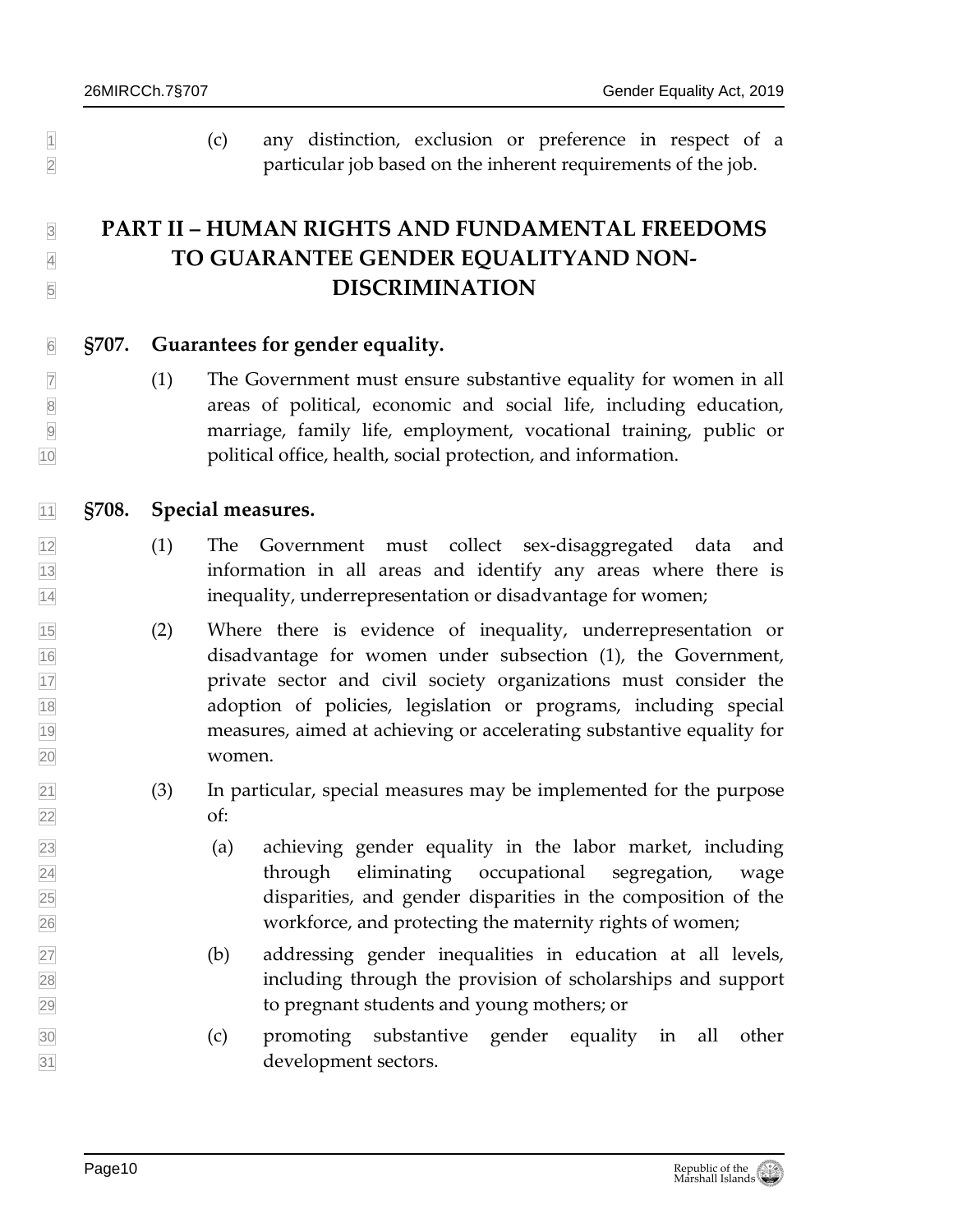(c) any distinction, exclusion or preference in respect of a particular job based on the inherent requirements of the job.

## PART II – HUMAN RIGHTS AND FUNDAMENTAL FREEDOMS TO GUARANTEE GENDER EQUALITYAND NON-DISCRIMINATION

### §707. Guarantees for gender equality.

(1) The Government must ensure substantive equality for women in all areas of political, economic and social life, including education, marriage, family life, employment, vocational training, public or political office, health, social protection, and information.

### §708. Special measures.

(1) The Government must collect sex-disaggregated data and information in all areas and identify any areas where there is inequality, underrepresentation or disadvantage for women;

(2) Where there is evidence of inequality, underrepresentation or disadvantage for women under subsection (1), the Government, private sector and civil society organizations must consider the adoption of policies, legislation or programs, including special measures, aimed at achieving or accelerating substantive equality for women.

(3) In particular, special measures may be implemented for the purpose of:

(a) achieving gender equality in the labor market, including through eliminating occupational segregation, wage disparities, and gender disparities in the composition of the workforce, and protecting the maternity rights of women;

(b) addressing gender inequalities in education at all levels, including through the provision of scholarships and support to pregnant students and young mothers; or

(c) promoting substantive gender equality in all other development sectors.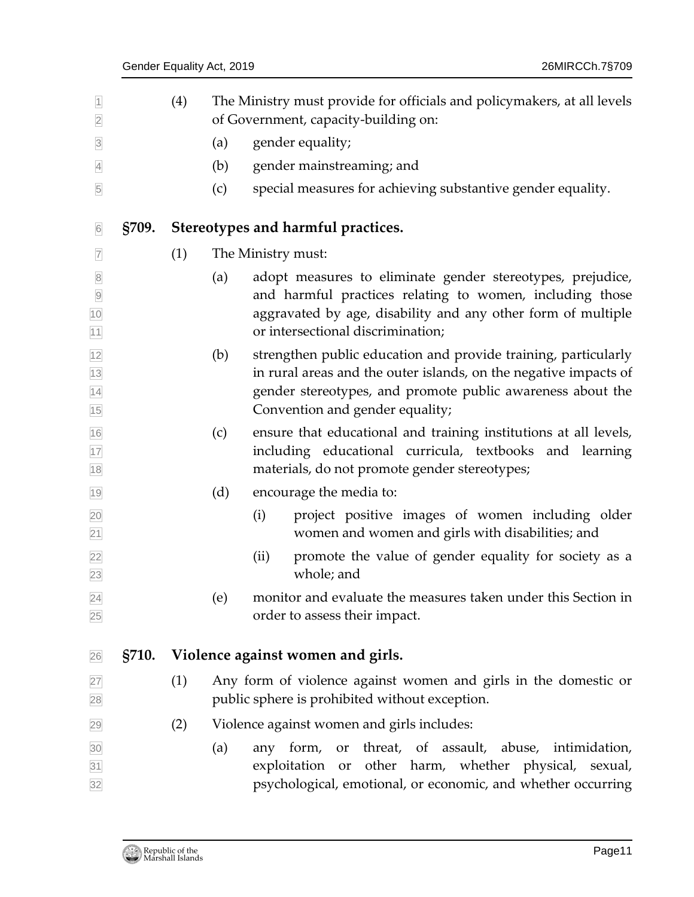(4) The Ministry must provide for officials and policymakers, at all levels of Government, capacity-building on:

(a) gender equality;

(b) gender mainstreaming; and

(c) special measures for achieving substantive gender equality.

## §709. Stereotypes and harmful practices.

(1) The Ministry must:

(a) adopt measures to eliminate gender stereotypes, prejudice, and harmful practices relating to women, including those aggravated by age, disability and any other form of multiple or intersectional discrimination;

(b) strengthen public education and provide training, particularly in rural areas and the outer islands, on the negative impacts of gender stereotypes, and promote public awareness about the Convention and gender equality;

(c) ensure that educational and training institutions at all levels, including educational curricula, textbooks and learning materials, do not promote gender stereotypes;

(d) encourage the media to:

(i) project positive images of women including older women and women and girls with disabilities; and

(ii) promote the value of gender equality for society as a whole; and

(e) monitor and evaluate the measures taken under this Section in order to assess their impact.

## §710. Violence against women and girls.

(1) Any form of violence against women and girls in the domestic or public sphere is prohibited without exception.

(2) Violence against women and girls includes:

(a) any form, or threat, of assault, abuse, intimidation, exploitation or other harm, whether physical, sexual, psychological, emotional, or economic, and whether occurring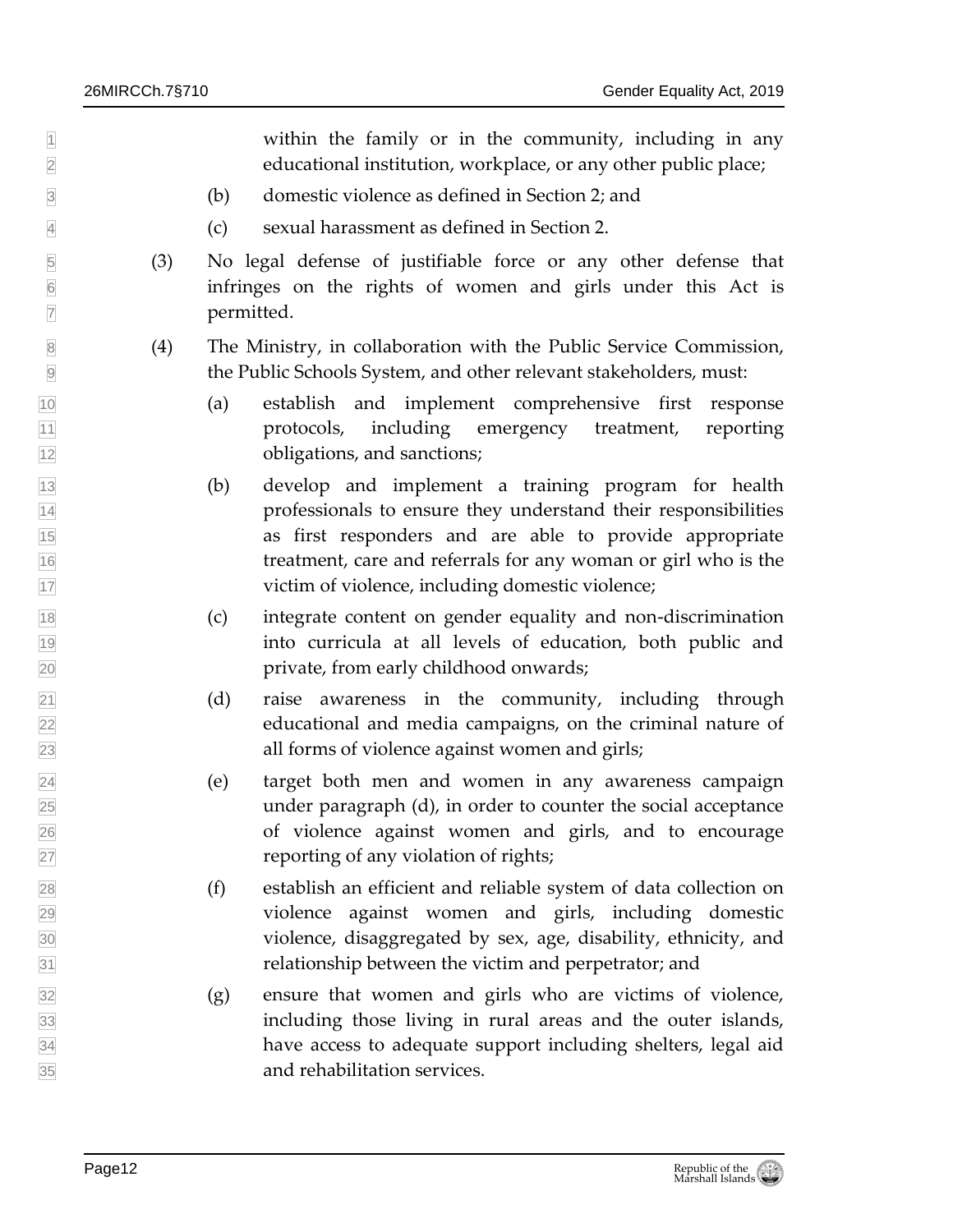within the family or in the community, including in any educational institution, workplace, or any other public place;

(b) domestic violence as defined in Section 2; and

(c) sexual harassment as defined in Section 2.

(3) No legal defense of justifiable force or any other defense that infringes on the rights of women and girls under this Act is permitted.

(4) The Ministry, in collaboration with the Public Service Commission, the Public Schools System, and other relevant stakeholders, must:

(a) establish and implement comprehensive first response protocols, including emergency treatment, reporting obligations, and sanctions;

(b) develop and implement a training program for health professionals to ensure they understand their responsibilities as first responders and are able to provide appropriate treatment, care and referrals for any woman or girl who is the victim of violence, including domestic violence;

(c) integrate content on gender equality and non-discrimination into curricula at all levels of education, both public and private, from early childhood onwards;

(d) raise awareness in the community, including through educational and media campaigns, on the criminal nature of all forms of violence against women and girls;

(e) target both men and women in any awareness campaign under paragraph (d), in order to counter the social acceptance of violence against women and girls, and to encourage reporting of any violation of rights;

(f) establish an efficient and reliable system of data collection on violence against women and girls, including domestic violence, disaggregated by sex, age, disability, ethnicity, and relationship between the victim and perpetrator; and

(g) ensure that women and girls who are victims of violence, including those living in rural areas and the outer islands, have access to adequate support including shelters, legal aid and rehabilitation services.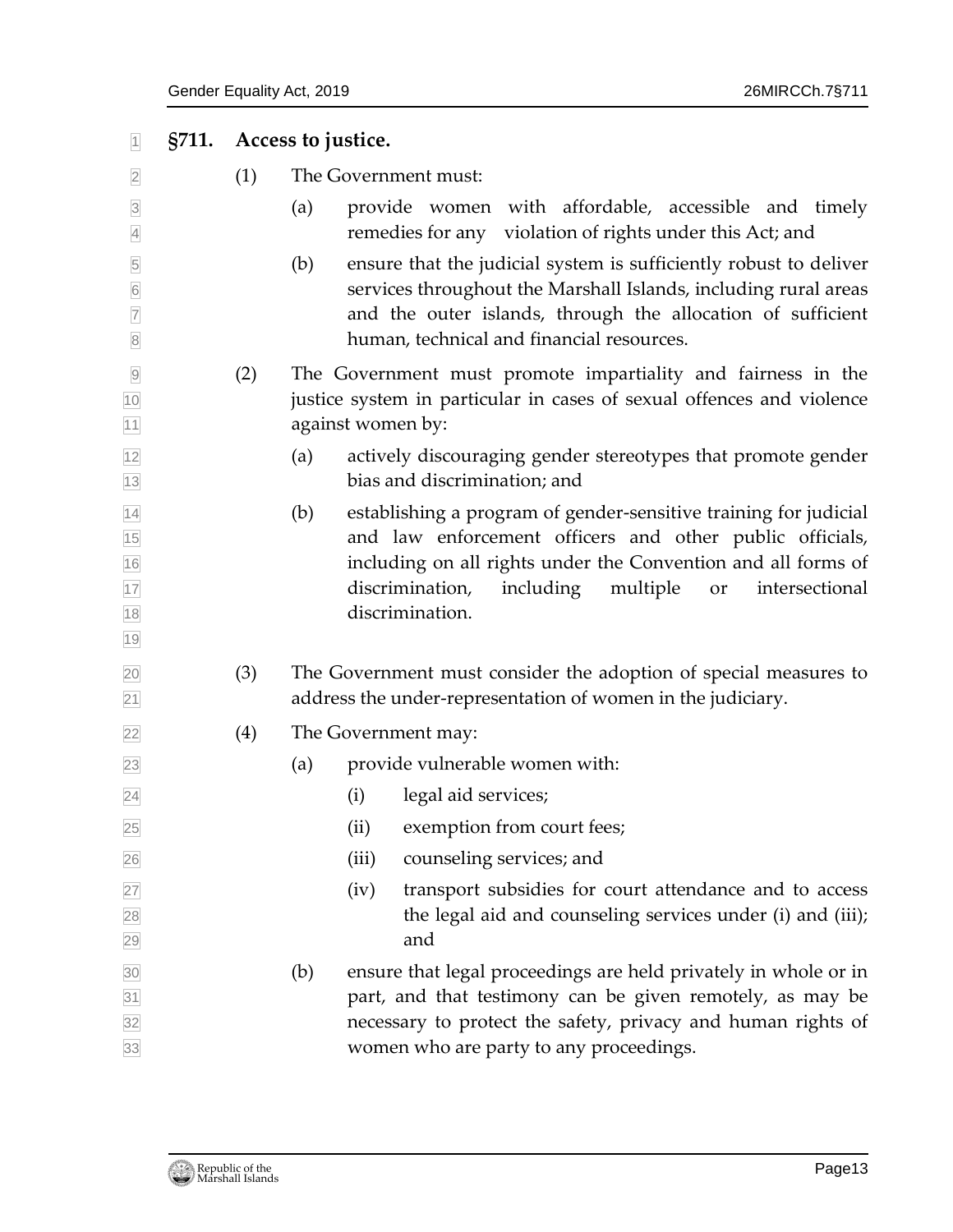## §711. Access to justice.

(1) The Government must:

(a) provide women with affordable, accessible and timely remedies for any violation of rights under this Act; and

(b) ensure that the judicial system is sufficiently robust to deliver services throughout the Marshall Islands, including rural areas and the outer islands, through the allocation of sufficient human, technical and financial resources.

(2) The Government must promote impartiality and fairness in the justice system in particular in cases of sexual offences and violence against women by:

(a) actively discouraging gender stereotypes that promote gender bias and discrimination; and

(b) establishing a program of gender-sensitive training for judicial and law enforcement officers and other public officials, including on all rights under the Convention and all forms of discrimination, including multiple or intersectional discrimination.

(3) The Government must consider the adoption of special measures to address the under-representation of women in the judiciary.

(4) The Government may:

(a) provide vulnerable women with:

(i) legal aid services;

(ii) exemption from court fees;

(iii) counseling services; and

(iv) transport subsidies for court attendance and to access the legal aid and counseling services under (i) and (iii); and

(b) ensure that legal proceedings are held privately in whole or in part, and that testimony can be given remotely, as may be necessary to protect the safety, privacy and human rights of women who are party to any proceedings.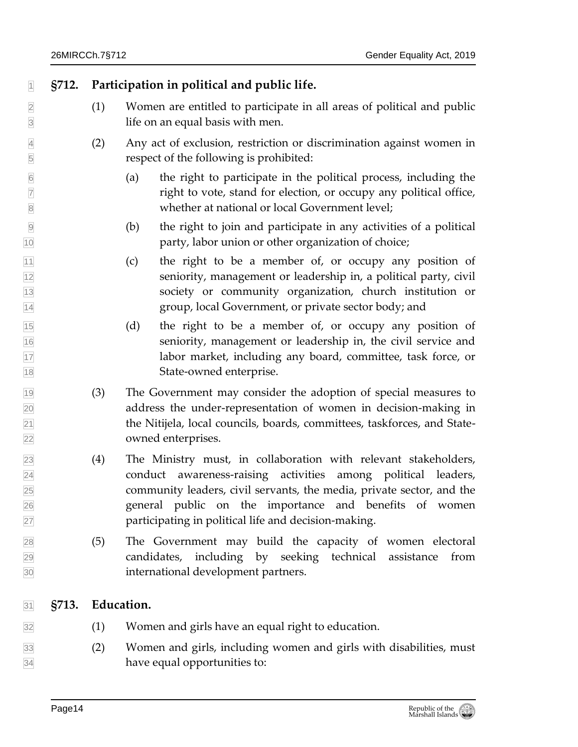## §712. Participation in political and public life.

(1) Women are entitled to participate in all areas of political and public life on an equal basis with men.

(2) Any act of exclusion, restriction or discrimination against women in respect of the following is prohibited:

(a) the right to participate in the political process, including the right to vote, stand for election, or occupy any political office, whether at national or local Government level;

(b) the right to join and participate in any activities of a political party, labor union or other organization of choice;

(c) the right to be a member of, or occupy any position of seniority, management or leadership in, a political party, civil society or community organization, church institution or group, local Government, or private sector body; and

(d) the right to be a member of, or occupy any position of seniority, management or leadership in, the civil service and labor market, including any board, committee, task force, or State-owned enterprise.

(3) The Government may consider the adoption of special measures to address the under-representation of women in decision-making in the Nitijela, local councils, boards, committees, taskforces, and State-owned enterprises.

(4) The Ministry must, in collaboration with relevant stakeholders, conduct awareness-raising activities among political leaders, community leaders, civil servants, the media, private sector, and the general public on the importance and benefits of women participating in political life and decision-making.

(5) The Government may build the capacity of women electoral candidates, including by seeking technical assistance from international development partners.

## §713. Education.

(1) Women and girls have an equal right to education.

(2) Women and girls, including women and girls with disabilities, must have equal opportunities to: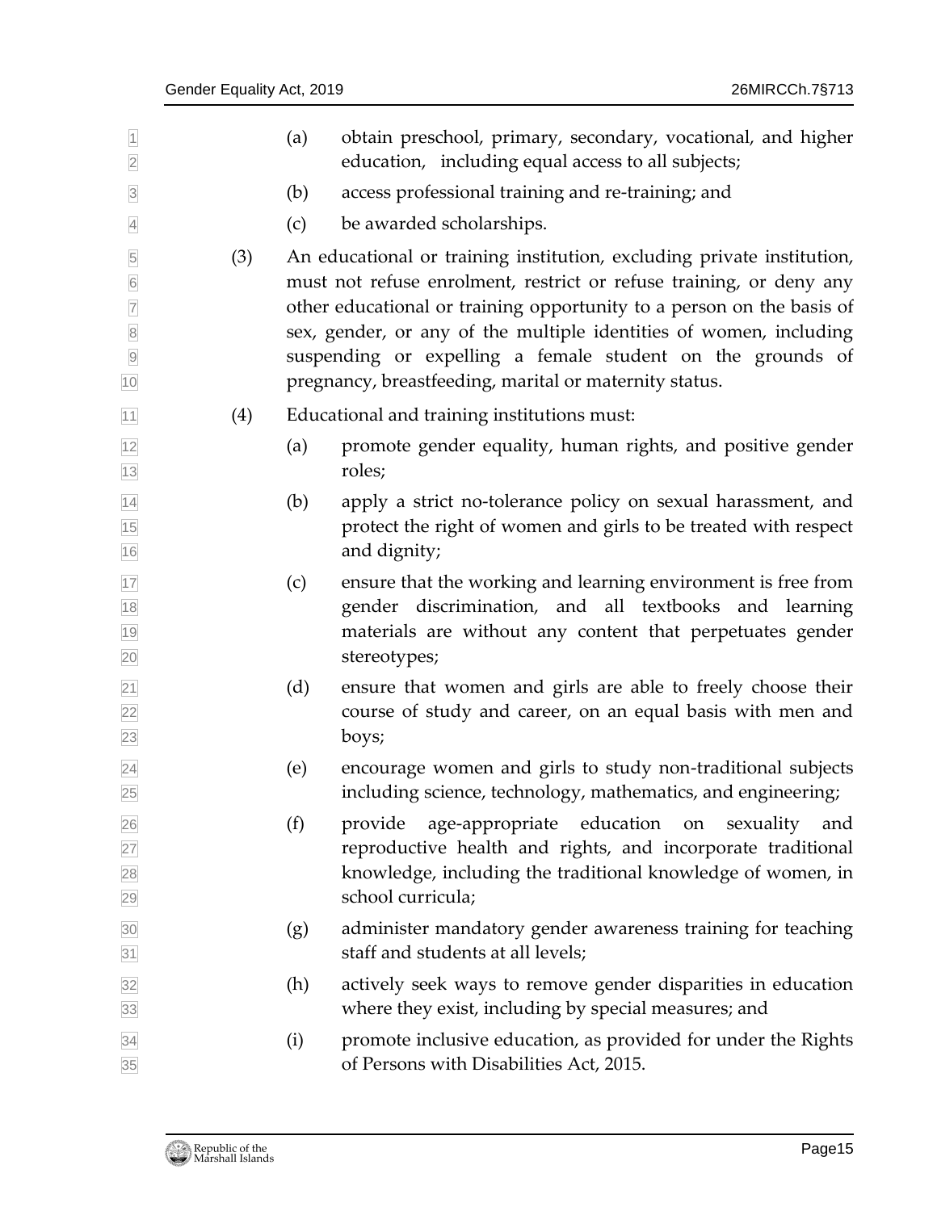(a) obtain preschool, primary, secondary, vocational, and higher education, including equal access to all subjects;

(b) access professional training and re-training; and

(c) be awarded scholarships.

(3) An educational or training institution, excluding private institution, must not refuse enrolment, restrict or refuse training, or deny any other educational or training opportunity to a person on the basis of sex, gender, or any of the multiple identities of women, including suspending or expelling a female student on the grounds of pregnancy, breastfeeding, marital or maternity status.

(4) Educational and training institutions must:

(a) promote gender equality, human rights, and positive gender roles;

(b) apply a strict no-tolerance policy on sexual harassment, and protect the right of women and girls to be treated with respect and dignity;

(c) ensure that the working and learning environment is free from gender discrimination, and all textbooks and learning materials are without any content that perpetuates gender stereotypes;

(d) ensure that women and girls are able to freely choose their course of study and career, on an equal basis with men and boys;

(e) encourage women and girls to study non-traditional subjects including science, technology, mathematics, and engineering;

(f) provide age-appropriate education on sexuality and reproductive health and rights, and incorporate traditional knowledge, including the traditional knowledge of women, in school curricula;

(g) administer mandatory gender awareness training for teaching staff and students at all levels;

(h) actively seek ways to remove gender disparities in education where they exist, including by special measures; and

(i) promote inclusive education, as provided for under the Rights of Persons with Disabilities Act, 2015.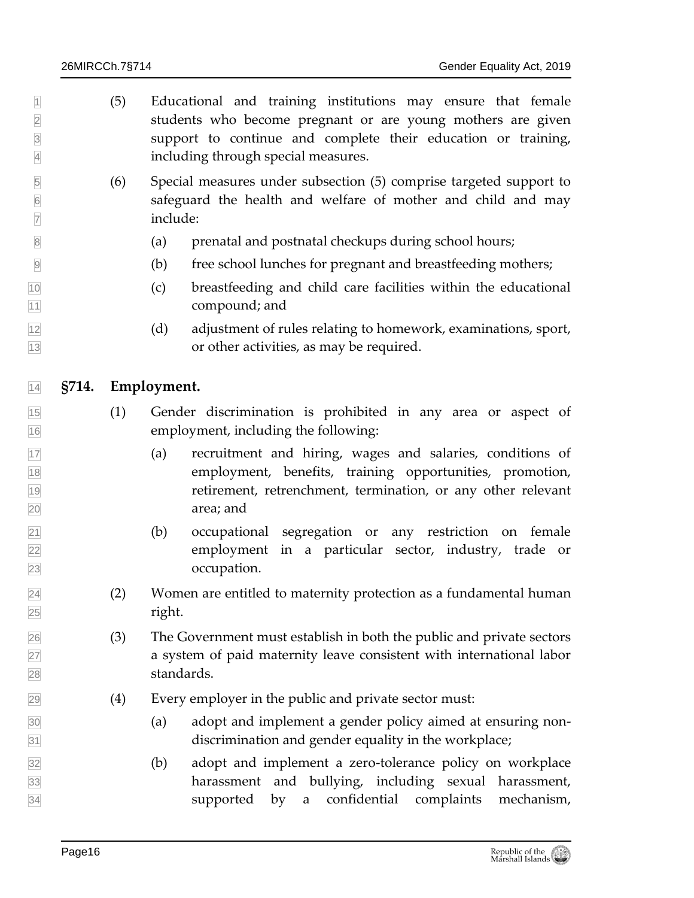(5) Educational and training institutions may ensure that female students who become pregnant or are young mothers are given support to continue and complete their education or training, including through special measures.

(6) Special measures under subsection (5) comprise targeted support to safeguard the health and welfare of mother and child and may include:

  (a) prenatal and postnatal checkups during school hours;

  (b) free school lunches for pregnant and breastfeeding mothers;

  (c) breastfeeding and child care facilities within the educational compound; and

  (d) adjustment of rules relating to homework, examinations, sport, or other activities, as may be required.

## §714. Employment.

(1) Gender discrimination is prohibited in any area or aspect of employment, including the following:

  (a) recruitment and hiring, wages and salaries, conditions of employment, benefits, training opportunities, promotion, retirement, retrenchment, termination, or any other relevant area; and

  (b) occupational segregation or any restriction on female employment in a particular sector, industry, trade or occupation.

(2) Women are entitled to maternity protection as a fundamental human right.

(3) The Government must establish in both the public and private sectors a system of paid maternity leave consistent with international labor standards.

(4) Every employer in the public and private sector must:

  (a) adopt and implement a gender policy aimed at ensuring non-discrimination and gender equality in the workplace;

  (b) adopt and implement a zero-tolerance policy on workplace harassment and bullying, including sexual harassment, supported by a confidential complaints mechanism,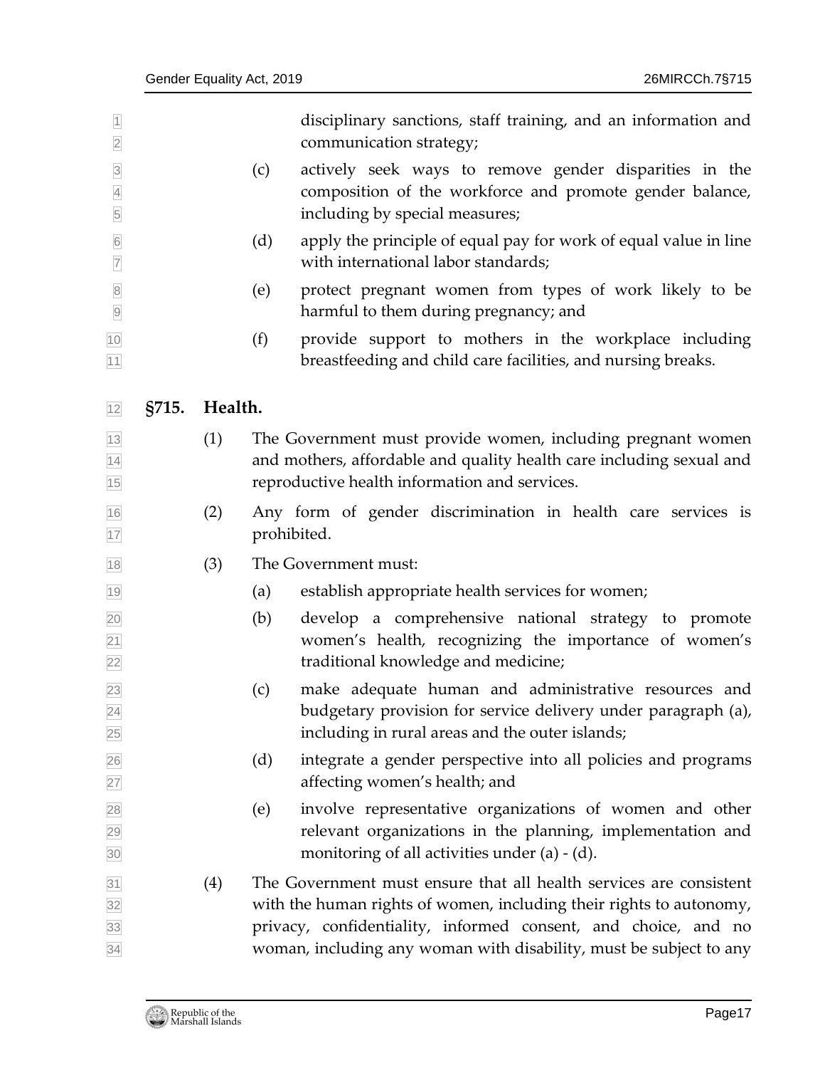disciplinary sanctions, staff training, and an information and communication strategy;

(c) actively seek ways to remove gender disparities in the composition of the workforce and promote gender balance, including by special measures;

(d) apply the principle of equal pay for work of equal value in line with international labor standards;

(e) protect pregnant women from types of work likely to be harmful to them during pregnancy; and

(f) provide support to mothers in the workplace including breastfeeding and child care facilities, and nursing breaks.

## §715. Health.

(1) The Government must provide women, including pregnant women and mothers, affordable and quality health care including sexual and reproductive health information and services.

(2) Any form of gender discrimination in health care services is prohibited.

(3) The Government must:

(a) establish appropriate health services for women;

(b) develop a comprehensive national strategy to promote women's health, recognizing the importance of women's traditional knowledge and medicine;

(c) make adequate human and administrative resources and budgetary provision for service delivery under paragraph (a), including in rural areas and the outer islands;

(d) integrate a gender perspective into all policies and programs affecting women's health; and

(e) involve representative organizations of women and other relevant organizations in the planning, implementation and monitoring of all activities under (a) - (d).

(4) The Government must ensure that all health services are consistent with the human rights of women, including their rights to autonomy, privacy, confidentiality, informed consent, and choice, and no woman, including any woman with disability, must be subject to any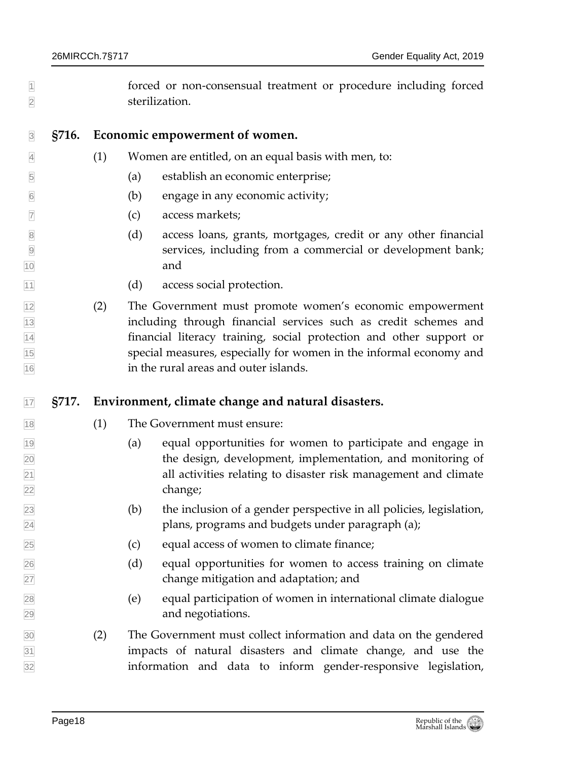forced or non-consensual treatment or procedure including forced sterilization.

### §716. Economic empowerment of women.

(1) Women are entitled, on an equal basis with men, to:

(a) establish an economic enterprise;

(b) engage in any economic activity;

(c) access markets;

(d) access loans, grants, mortgages, credit or any other financial services, including from a commercial or development bank; and

(d) access social protection.

(2) The Government must promote women's economic empowerment including through financial services such as credit schemes and financial literacy training, social protection and other support or special measures, especially for women in the informal economy and in the rural areas and outer islands.

### §717. Environment, climate change and natural disasters.

(1) The Government must ensure:

(a) equal opportunities for women to participate and engage in the design, development, implementation, and monitoring of all activities relating to disaster risk management and climate change;

(b) the inclusion of a gender perspective in all policies, legislation, plans, programs and budgets under paragraph (a);

(c) equal access of women to climate finance;

(d) equal opportunities for women to access training on climate change mitigation and adaptation; and

(e) equal participation of women in international climate dialogue and negotiations.

(2) The Government must collect information and data on the gendered impacts of natural disasters and climate change, and use the information and data to inform gender-responsive legislation,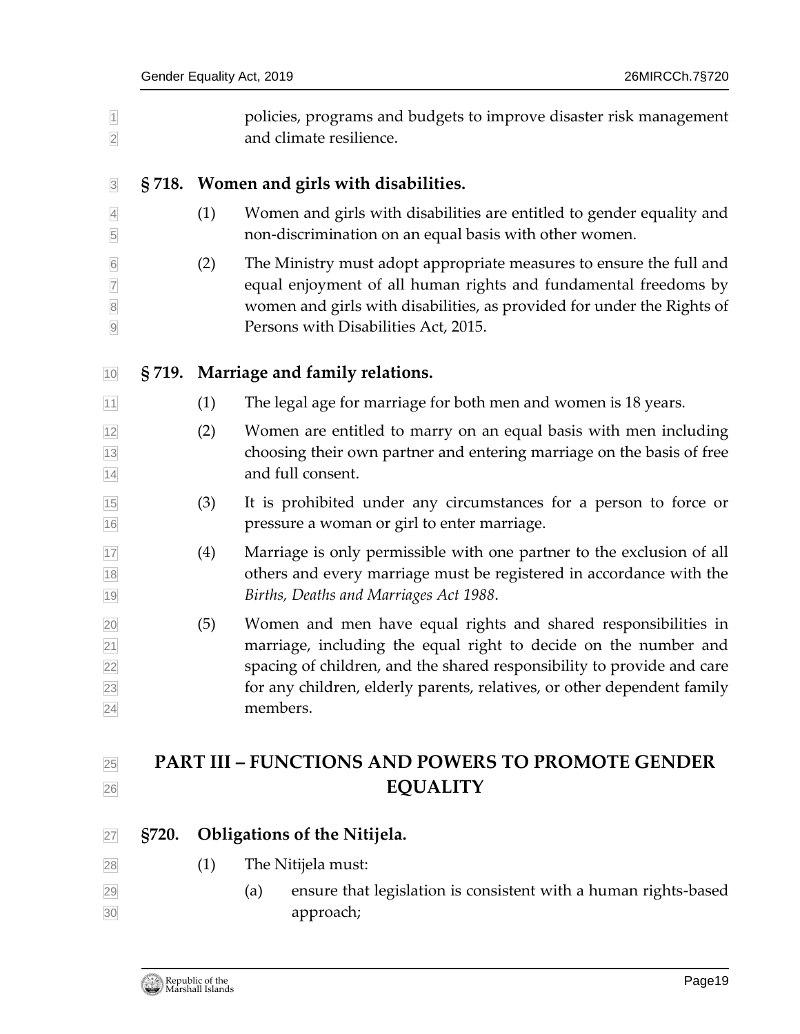policies, programs and budgets to improve disaster risk management and climate resilience.

### § 718. Women and girls with disabilities.

(1) Women and girls with disabilities are entitled to gender equality and non-discrimination on an equal basis with other women.

(2) The Ministry must adopt appropriate measures to ensure the full and equal enjoyment of all human rights and fundamental freedoms by women and girls with disabilities, as provided for under the Rights of Persons with Disabilities Act, 2015.

### § 719. Marriage and family relations.

(1) The legal age for marriage for both men and women is 18 years.

(2) Women are entitled to marry on an equal basis with men including choosing their own partner and entering marriage on the basis of free and full consent.

(3) It is prohibited under any circumstances for a person to force or pressure a woman or girl to enter marriage.

(4) Marriage is only permissible with one partner to the exclusion of all others and every marriage must be registered in accordance with the *Births, Deaths and Marriages Act 1988*.

(5) Women and men have equal rights and shared responsibilities in marriage, including the equal right to decide on the number and spacing of children, and the shared responsibility to provide and care for any children, elderly parents, relatives, or other dependent family members.

## PART III – FUNCTIONS AND POWERS TO PROMOTE GENDER EQUALITY

### §720. Obligations of the Nitijela.

(1) The Nitijela must:

(a) ensure that legislation is consistent with a human rights-based approach;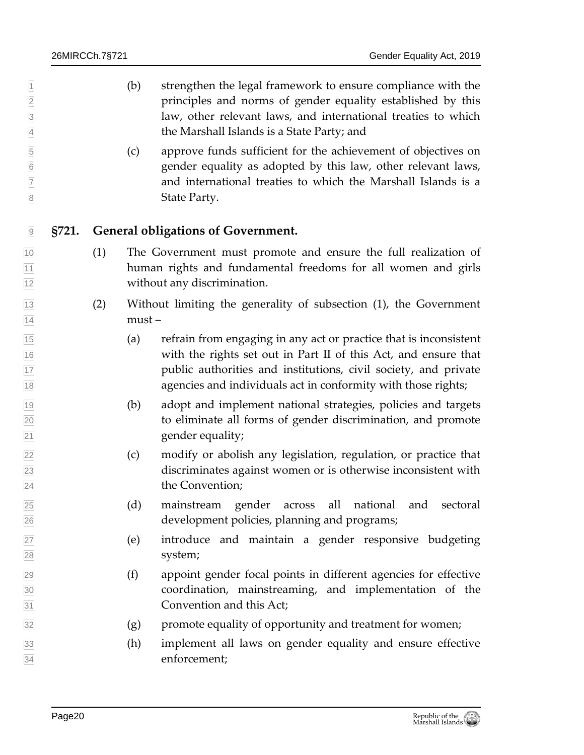(b) strengthen the legal framework to ensure compliance with the principles and norms of gender equality established by this law, other relevant laws, and international treaties to which the Marshall Islands is a State Party; and

(c) approve funds sufficient for the achievement of objectives on gender equality as adopted by this law, other relevant laws, and international treaties to which the Marshall Islands is a State Party.

### §721. General obligations of Government.

(1) The Government must promote and ensure the full realization of human rights and fundamental freedoms for all women and girls without any discrimination.

(2) Without limiting the generality of subsection (1), the Government must –

(a) refrain from engaging in any act or practice that is inconsistent with the rights set out in Part II of this Act, and ensure that public authorities and institutions, civil society, and private agencies and individuals act in conformity with those rights;

(b) adopt and implement national strategies, policies and targets to eliminate all forms of gender discrimination, and promote gender equality;

(c) modify or abolish any legislation, regulation, or practice that discriminates against women or is otherwise inconsistent with the Convention;

(d) mainstream gender across all national and sectoral development policies, planning and programs;

(e) introduce and maintain a gender responsive budgeting system;

(f) appoint gender focal points in different agencies for effective coordination, mainstreaming, and implementation of the Convention and this Act;

(g) promote equality of opportunity and treatment for women;

(h) implement all laws on gender equality and ensure effective enforcement;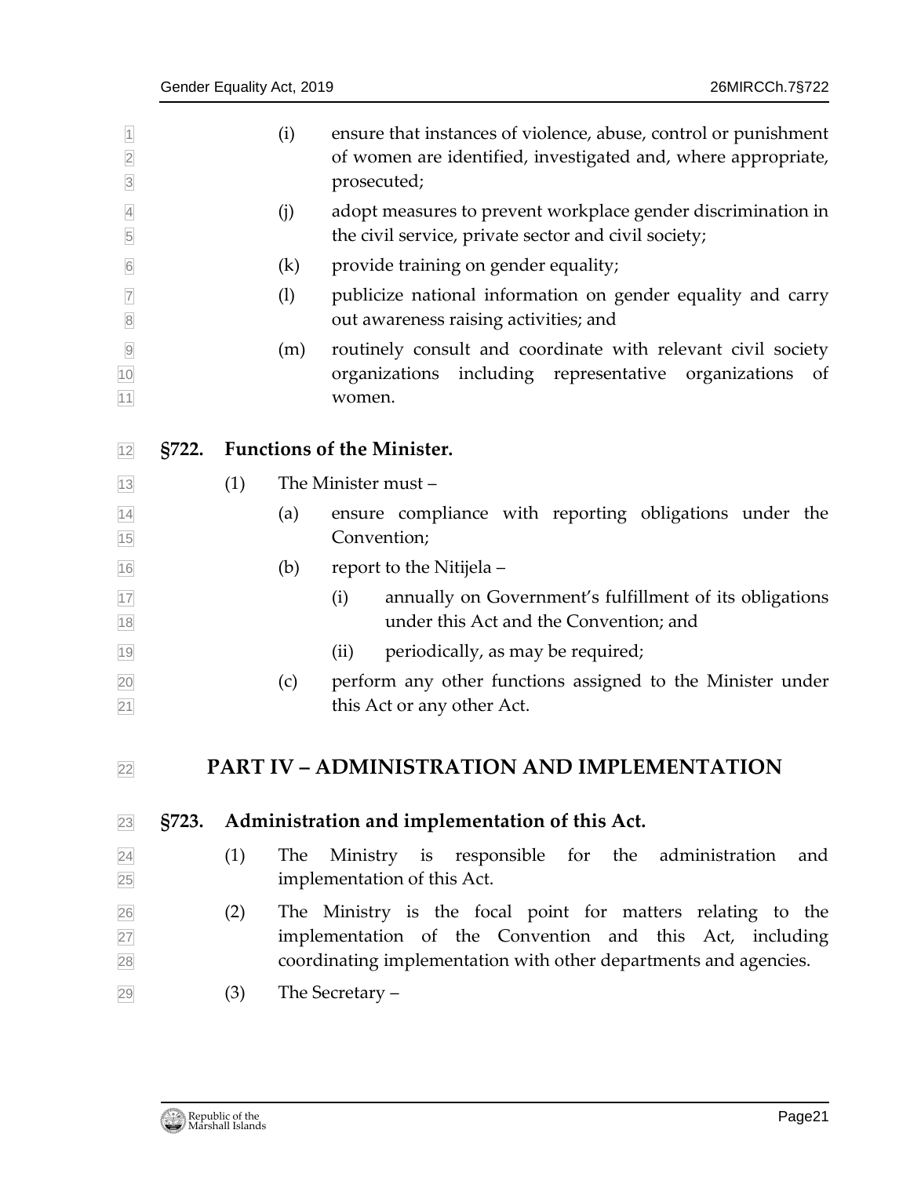(i) ensure that instances of violence, abuse, control or punishment of women are identified, investigated and, where appropriate, prosecuted;

(j) adopt measures to prevent workplace gender discrimination in the civil service, private sector and civil society;

(k) provide training on gender equality;

(l) publicize national information on gender equality and carry out awareness raising activities; and

(m) routinely consult and coordinate with relevant civil society organizations including representative organizations of women.

### §722. Functions of the Minister.

(1) The Minister must –

(a) ensure compliance with reporting obligations under the Convention;

(b) report to the Nitijela –

(i) annually on Government's fulfillment of its obligations under this Act and the Convention; and

(ii) periodically, as may be required;

(c) perform any other functions assigned to the Minister under this Act or any other Act.

## PART IV – ADMINISTRATION AND IMPLEMENTATION

### §723. Administration and implementation of this Act.

(1) The Ministry is responsible for the administration and implementation of this Act.

(2) The Ministry is the focal point for matters relating to the implementation of the Convention and this Act, including coordinating implementation with other departments and agencies.

(3) The Secretary –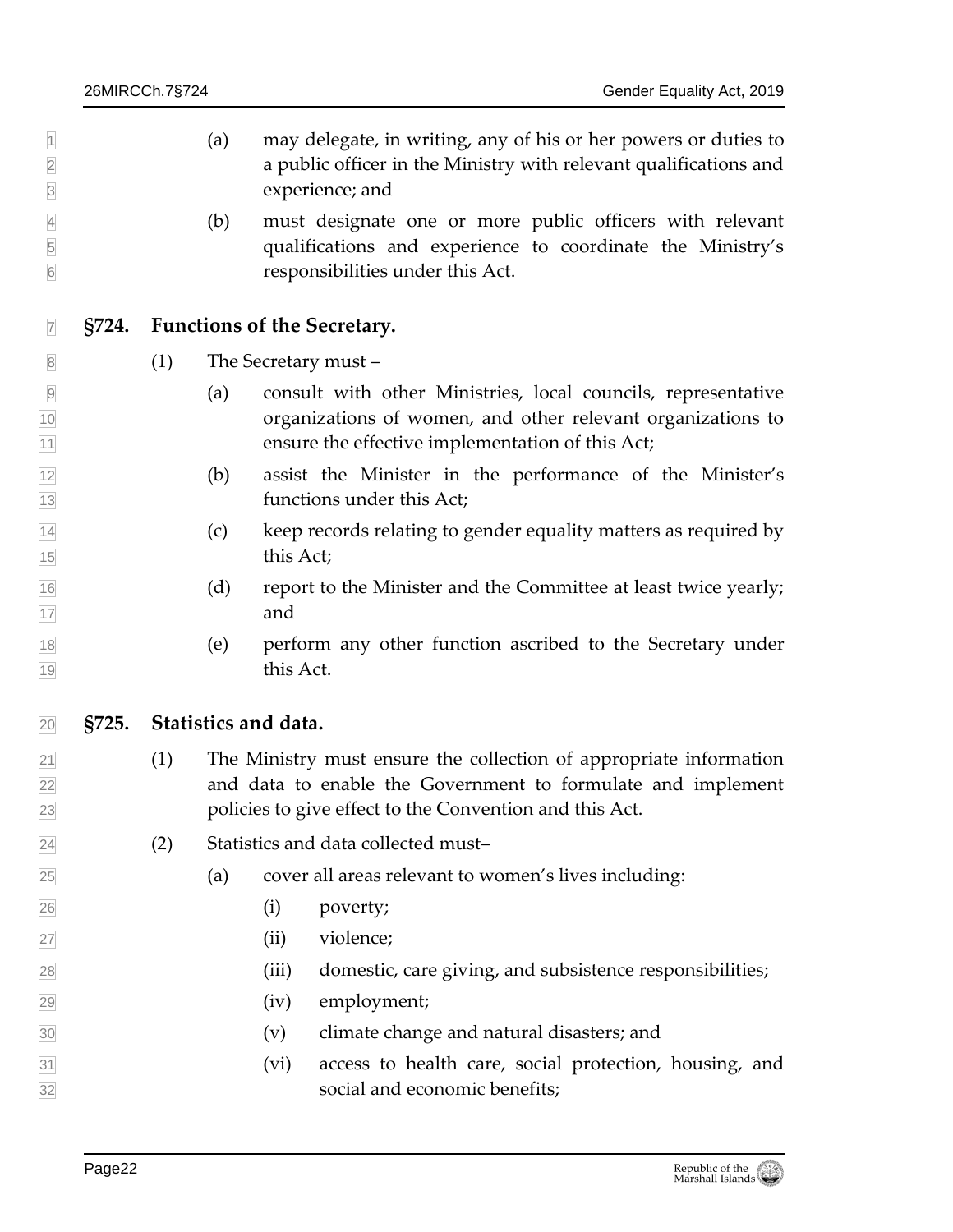(a) may delegate, in writing, any of his or her powers or duties to a public officer in the Ministry with relevant qualifications and experience; and

(b) must designate one or more public officers with relevant qualifications and experience to coordinate the Ministry's responsibilities under this Act.

### §724. Functions of the Secretary.

(1) The Secretary must –

(a) consult with other Ministries, local councils, representative organizations of women, and other relevant organizations to ensure the effective implementation of this Act;

(b) assist the Minister in the performance of the Minister's functions under this Act;

(c) keep records relating to gender equality matters as required by this Act;

(d) report to the Minister and the Committee at least twice yearly; and

(e) perform any other function ascribed to the Secretary under this Act.

### §725. Statistics and data.

(1) The Ministry must ensure the collection of appropriate information and data to enable the Government to formulate and implement policies to give effect to the Convention and this Act.

(2) Statistics and data collected must–

(a) cover all areas relevant to women's lives including:

(i) poverty;

(ii) violence;

(iii) domestic, care giving, and subsistence responsibilities;

(iv) employment;

(v) climate change and natural disasters; and

(vi) access to health care, social protection, housing, and social and economic benefits;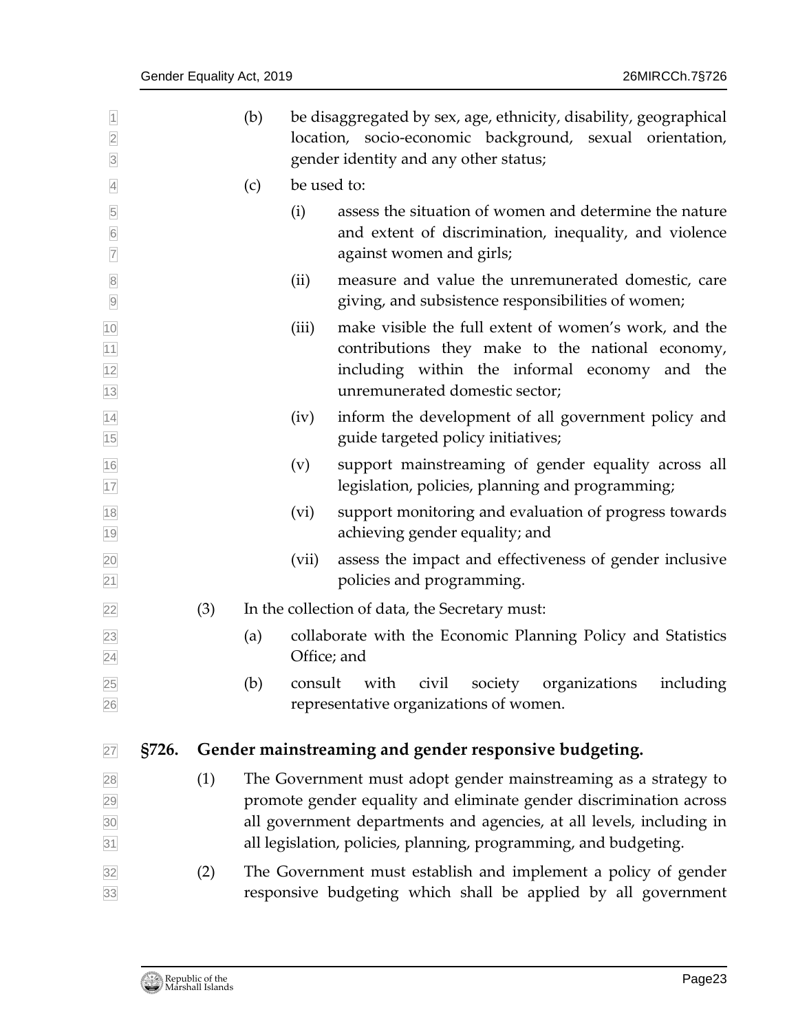(b) be disaggregated by sex, age, ethnicity, disability, geographical location, socio-economic background, sexual orientation, gender identity and any other status;

(c) be used to:

(i) assess the situation of women and determine the nature and extent of discrimination, inequality, and violence against women and girls;

(ii) measure and value the unremunerated domestic, care giving, and subsistence responsibilities of women;

(iii) make visible the full extent of women's work, and the contributions they make to the national economy, including within the informal economy and the unremunerated domestic sector;

(iv) inform the development of all government policy and guide targeted policy initiatives;

(v) support mainstreaming of gender equality across all legislation, policies, planning and programming;

(vi) support monitoring and evaluation of progress towards achieving gender equality; and

(vii) assess the impact and effectiveness of gender inclusive policies and programming.

(3) In the collection of data, the Secretary must:

(a) collaborate with the Economic Planning Policy and Statistics Office; and

(b) consult with civil society organizations including representative organizations of women.

## §726. Gender mainstreaming and gender responsive budgeting.

(1) The Government must adopt gender mainstreaming as a strategy to promote gender equality and eliminate gender discrimination across all government departments and agencies, at all levels, including in all legislation, policies, planning, programming, and budgeting.

(2) The Government must establish and implement a policy of gender responsive budgeting which shall be applied by all government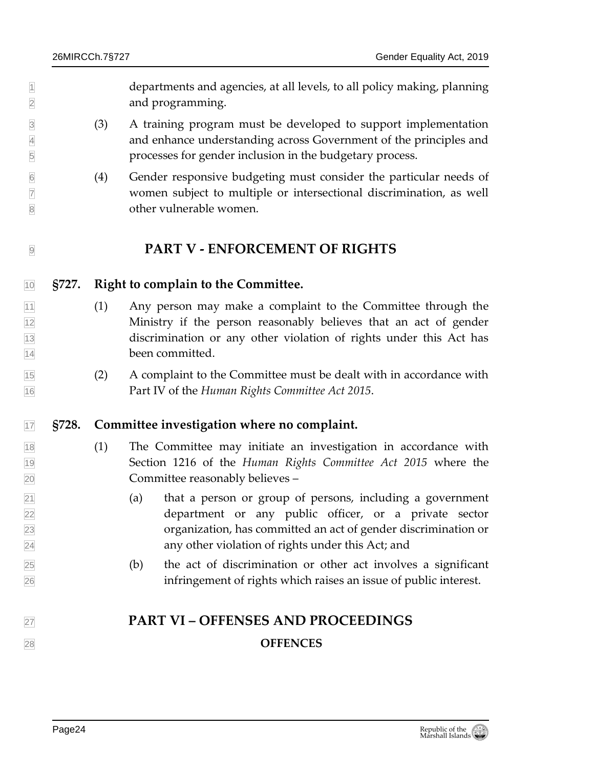departments and agencies, at all levels, to all policy making, planning and programming.

(3) A training program must be developed to support implementation and enhance understanding across Government of the principles and processes for gender inclusion in the budgetary process.

(4) Gender responsive budgeting must consider the particular needs of women subject to multiple or intersectional discrimination, as well other vulnerable women.

## PART V - ENFORCEMENT OF RIGHTS

### §727. Right to complain to the Committee.

(1) Any person may make a complaint to the Committee through the Ministry if the person reasonably believes that an act of gender discrimination or any other violation of rights under this Act has been committed.

(2) A complaint to the Committee must be dealt with in accordance with Part IV of the *Human Rights Committee Act 2015*.

### §728. Committee investigation where no complaint.

(1) The Committee may initiate an investigation in accordance with Section 1216 of the *Human Rights Committee Act 2015* where the Committee reasonably believes –

(a) that a person or group of persons, including a government department or any public officer, or a private sector organization, has committed an act of gender discrimination or any other violation of rights under this Act; and

(b) the act of discrimination or other act involves a significant infringement of rights which raises an issue of public interest.

## PART VI – OFFENSES AND PROCEEDINGS

**OFFENCES**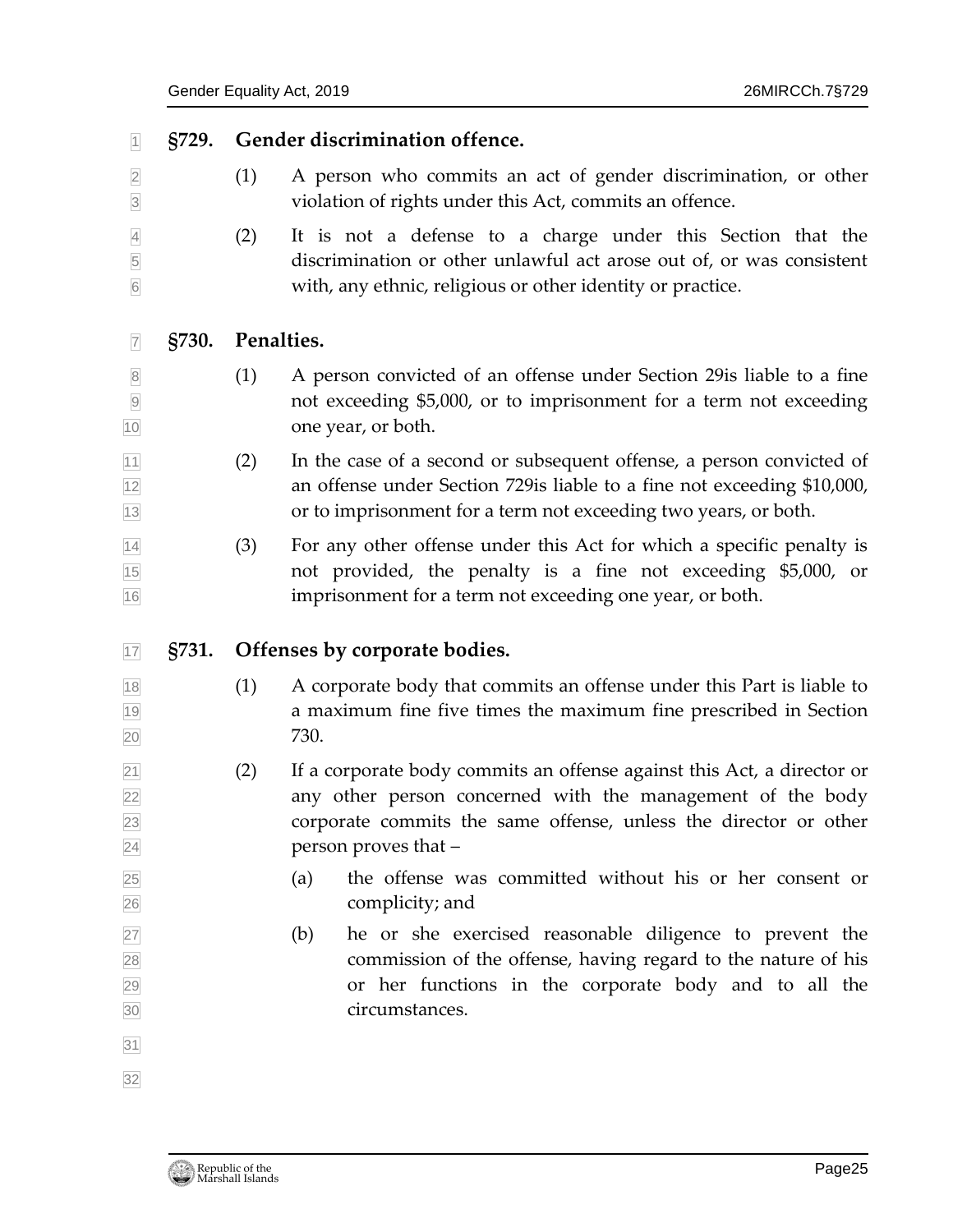### §729. Gender discrimination offence.

(1) A person who commits an act of gender discrimination, or other violation of rights under this Act, commits an offence.

(2) It is not a defense to a charge under this Section that the discrimination or other unlawful act arose out of, or was consistent with, any ethnic, religious or other identity or practice.

### §730. Penalties.

(1) A person convicted of an offense under Section 29is liable to a fine not exceeding $5,000, or to imprisonment for a term not exceeding one year, or both.

(2) In the case of a second or subsequent offense, a person convicted of an offense under Section 729is liable to a fine not exceeding $10,000, or to imprisonment for a term not exceeding two years, or both.

(3) For any other offense under this Act for which a specific penalty is not provided, the penalty is a fine not exceeding $5,000, or imprisonment for a term not exceeding one year, or both.

### §731. Offenses by corporate bodies.

(1) A corporate body that commits an offense under this Part is liable to a maximum fine five times the maximum fine prescribed in Section 730.

(2) If a corporate body commits an offense against this Act, a director or any other person concerned with the management of the body corporate commits the same offense, unless the director or other person proves that –

(a) the offense was committed without his or her consent or complicity; and

(b) he or she exercised reasonable diligence to prevent the commission of the offense, having regard to the nature of his or her functions in the corporate body and to all the circumstances.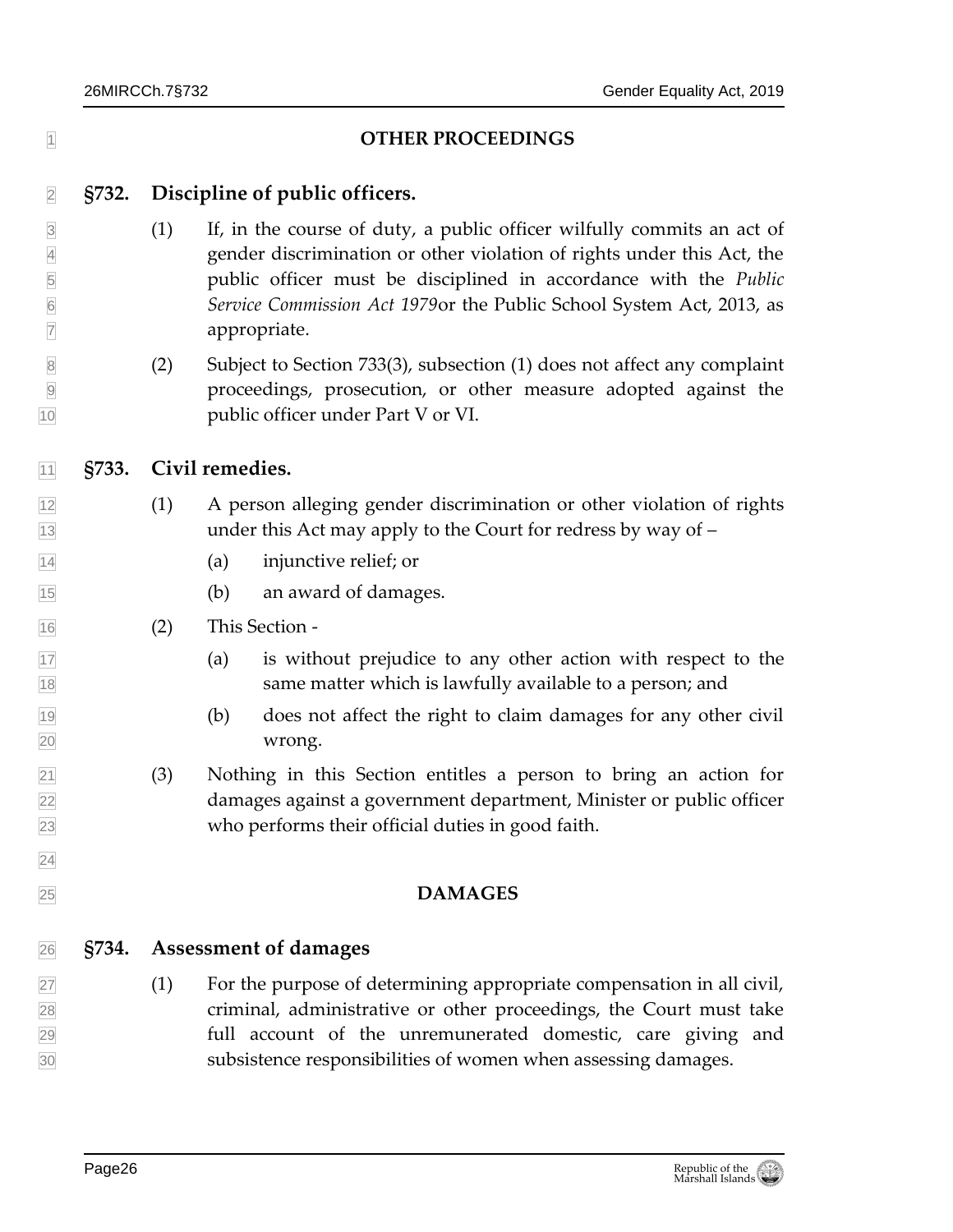**OTHER PROCEEDINGS**

## §732. Discipline of public officers.

(1) If, in the course of duty, a public officer wilfully commits an act of gender discrimination or other violation of rights under this Act, the public officer must be disciplined in accordance with the *Public Service Commission Act 1979*or the Public School System Act, 2013, as appropriate.

(2) Subject to Section 733(3), subsection (1) does not affect any complaint proceedings, prosecution, or other measure adopted against the public officer under Part V or VI.

## §733. Civil remedies.

(1) A person alleging gender discrimination or other violation of rights under this Act may apply to the Court for redress by way of –

(a) injunctive relief; or

(b) an award of damages.

(2) This Section -

(a) is without prejudice to any other action with respect to the same matter which is lawfully available to a person; and

(b) does not affect the right to claim damages for any other civil wrong.

(3) Nothing in this Section entitles a person to bring an action for damages against a government department, Minister or public officer who performs their official duties in good faith.

**DAMAGES**

## §734. Assessment of damages

(1) For the purpose of determining appropriate compensation in all civil, criminal, administrative or other proceedings, the Court must take full account of the unremunerated domestic, care giving and subsistence responsibilities of women when assessing damages.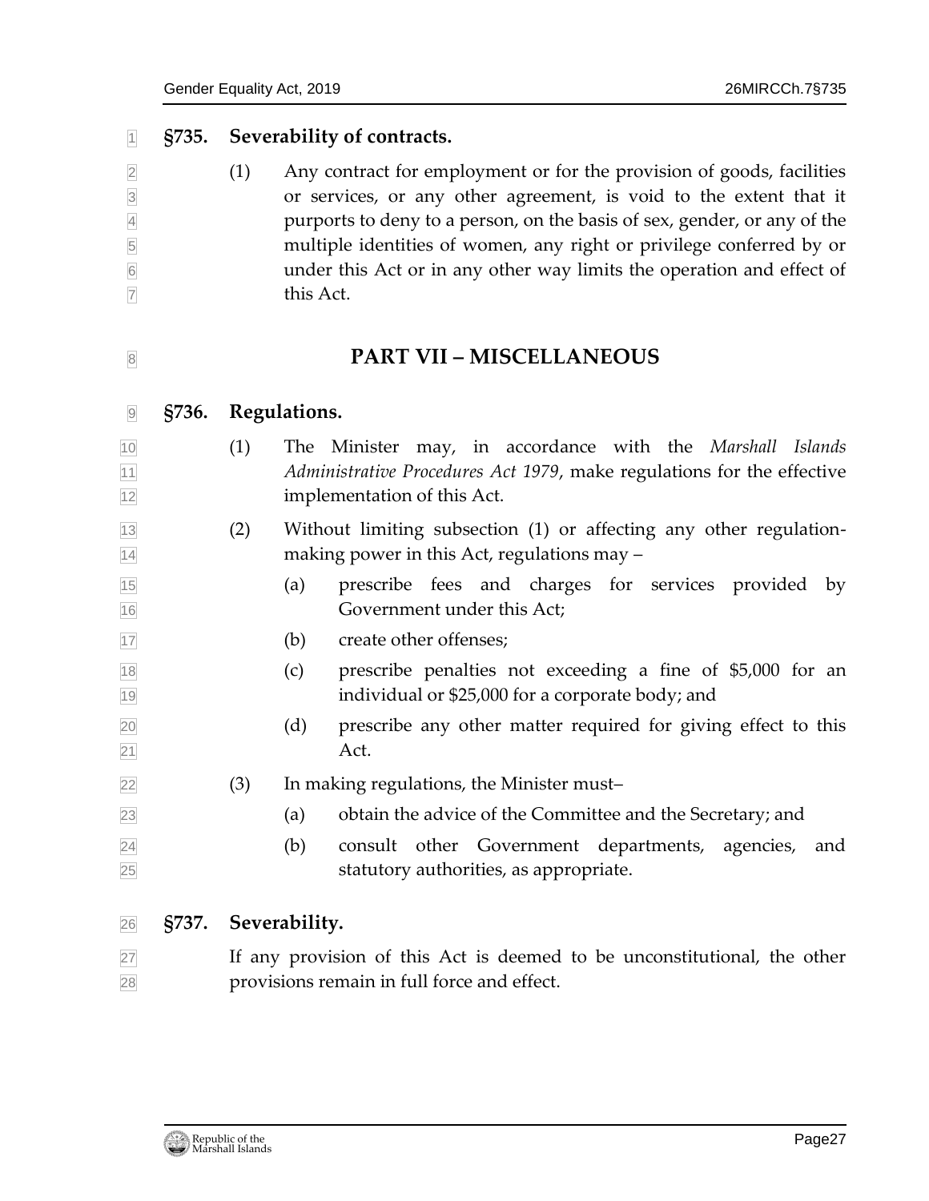### §735. Severability of contracts.

(1) Any contract for employment or for the provision of goods, facilities or services, or any other agreement, is void to the extent that it purports to deny to a person, on the basis of sex, gender, or any of the multiple identities of women, any right or privilege conferred by or under this Act or in any other way limits the operation and effect of this Act.

## PART VII – MISCELLANEOUS

### §736. Regulations.

(1) The Minister may, in accordance with the *Marshall Islands Administrative Procedures Act 1979*, make regulations for the effective implementation of this Act.

(2) Without limiting subsection (1) or affecting any other regulation-making power in this Act, regulations may –

(a) prescribe fees and charges for services provided by Government under this Act;

(b) create other offenses;

(c) prescribe penalties not exceeding a fine of $5,000 for an individual or $25,000 for a corporate body; and

(d) prescribe any other matter required for giving effect to this Act.

(3) In making regulations, the Minister must–

(a) obtain the advice of the Committee and the Secretary; and

(b) consult other Government departments, agencies, and statutory authorities, as appropriate.

### §737. Severability.

If any provision of this Act is deemed to be unconstitutional, the other provisions remain in full force and effect.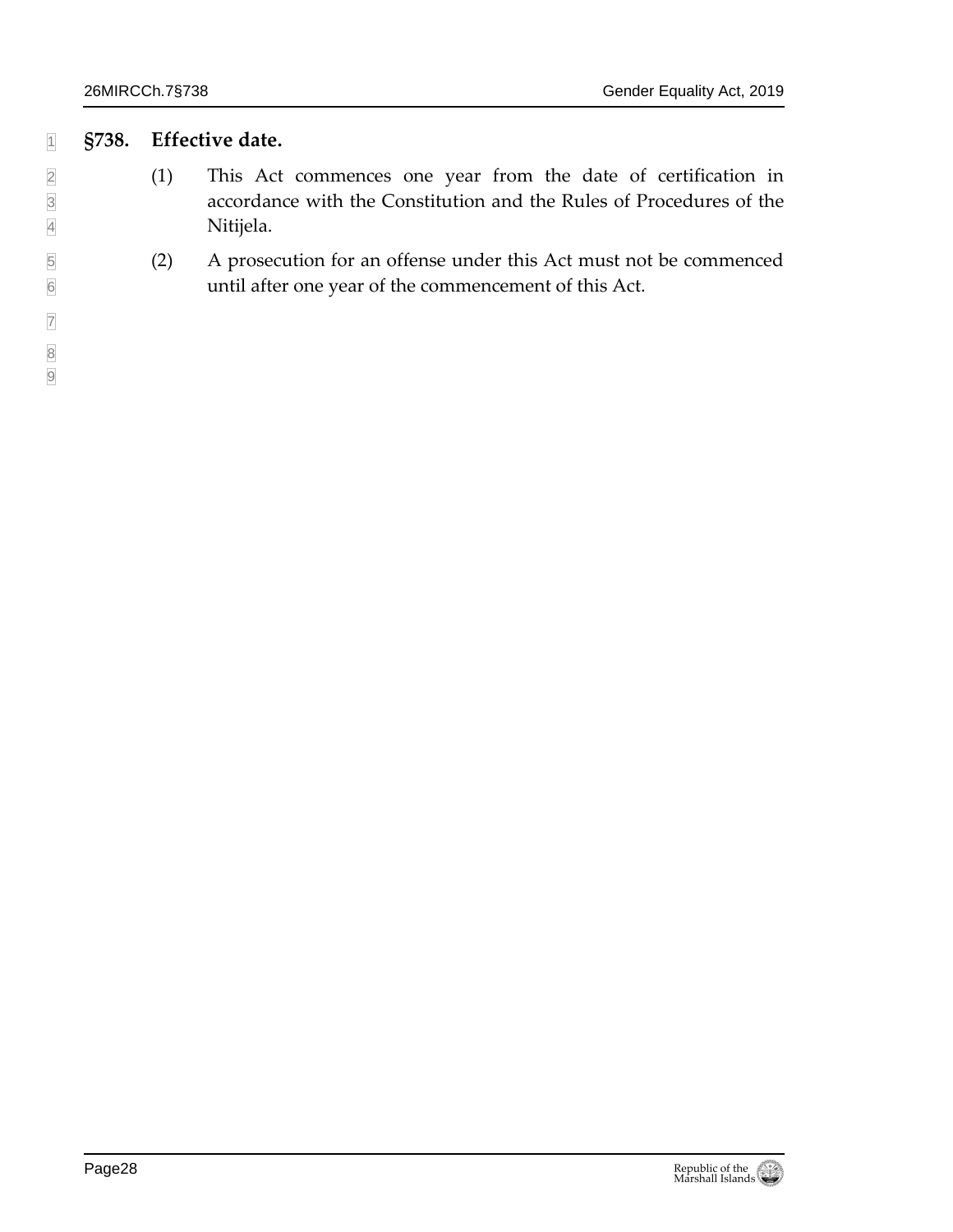### §738. Effective date.

(1) This Act commences one year from the date of certification in accordance with the Constitution and the Rules of Procedures of the Nitijela.

(2) A prosecution for an offense under this Act must not be commenced until after one year of the commencement of this Act.